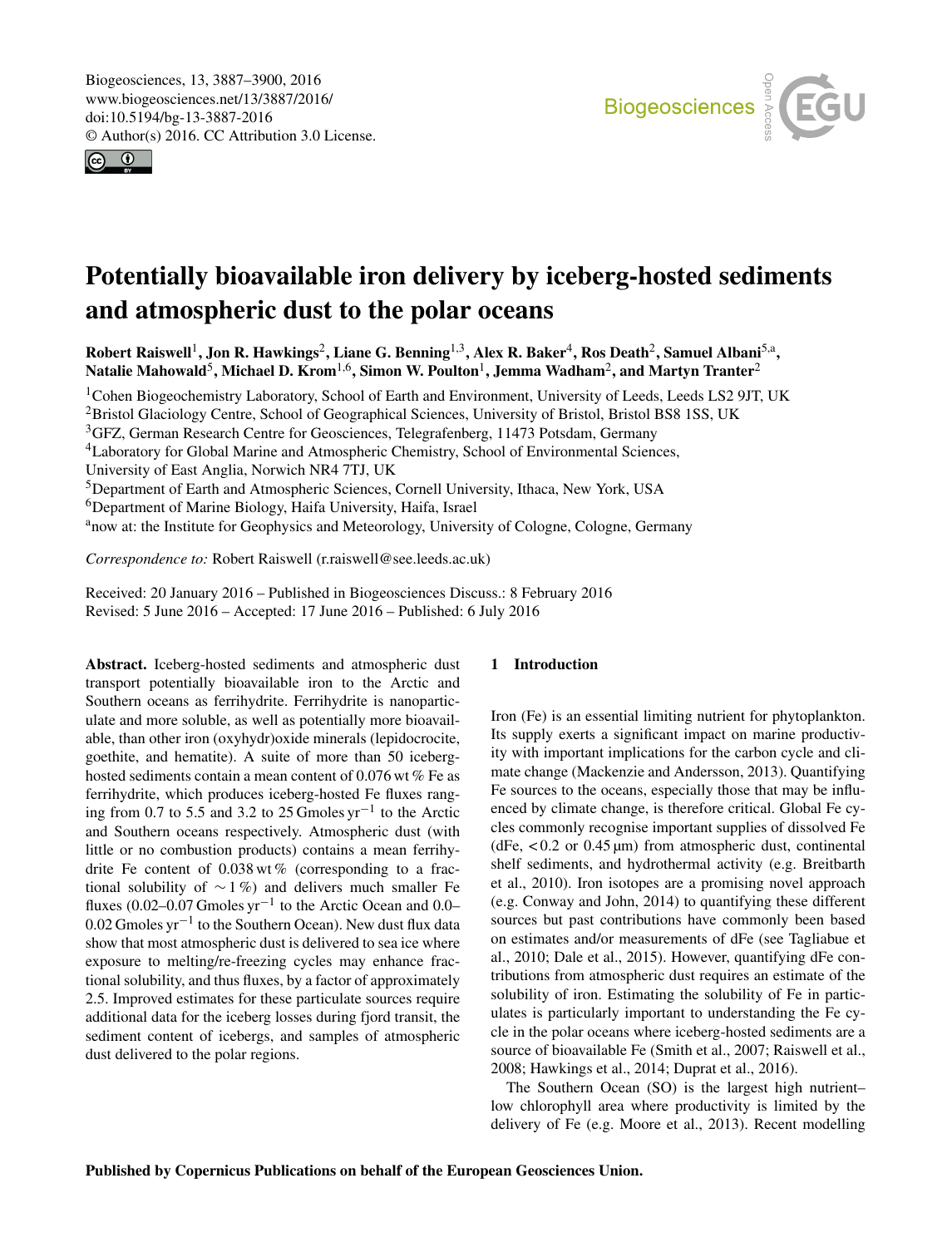# Potentially bioavailable iron delivery by iceberg-hosted sediments and atmospheric dust to the polar oceans

**Robert Raiswell[1], Jon R. Hawkings[2], Liane G. Benning[1,3], Alex R. Baker[4], Ros Death[2], Samuel Albani[5,a], Natalie Mahowald[5], Michael D. Krom[1,6], Simon W. Poulton[1], Jemma Wadham[2], and Martyn Tranter[2]**

[1]Cohen Biogeochemistry Laboratory, School of Earth and Environment, University of Leeds, Leeds LS2 9JT, UK
[2]Bristol Glaciology Centre, School of Geographical Sciences, University of Bristol, Bristol BS8 1SS, UK
[3]GFZ, German Research Centre for Geosciences, Telegrafenberg, 11473 Potsdam, Germany
[4]Laboratory for Global Marine and Atmospheric Chemistry, School of Environmental Sciences, University of East Anglia, Norwich NR4 7TJ, UK
[5]Department of Earth and Atmospheric Sciences, Cornell University, Ithaca, New York, USA
[6]Department of Marine Biology, Haifa University, Haifa, Israel
[a]now at: the Institute for Geophysics and Meteorology, University of Cologne, Cologne, Germany

*Correspondence to:* Robert Raiswell (r.raiswell@see.leeds.ac.uk)

Received: 20 January 2016 – Published in Biogeosciences Discuss.: 8 February 2016
Revised: 5 June 2016 – Accepted: 17 June 2016 – Published: 6 July 2016

**Abstract.** Iceberg-hosted sediments and atmospheric dust transport potentially bioavailable iron to the Arctic and Southern oceans as ferrihydrite. Ferrihydrite is nanoparticulate and more soluble, as well as potentially more bioavailable, than other iron (oxyhydr)oxide minerals (lepidocrocite, goethite, and hematite). A suite of more than 50 iceberg-hosted sediments contain a mean content of 0.076 wt % Fe as ferrihydrite, which produces iceberg-hosted Fe fluxes ranging from 0.7 to 5.5 and 3.2 to 25 Gmoles $yr^{-1}$ to the Arctic and Southern oceans respectively. Atmospheric dust (with little or no combustion products) contains a mean ferrihydrite Fe content of 0.038 wt % (corresponding to a fractional solubility of $\sim 1$ %) and delivers much smaller Fe fluxes (0.02–0.07 Gmoles $yr^{-1}$ to the Arctic Ocean and 0.0–0.02 Gmoles $yr^{-1}$ to the Southern Ocean). New dust flux data show that most atmospheric dust is delivered to sea ice where exposure to melting/re-freezing cycles may enhance fractional solubility, and thus fluxes, by a factor of approximately 2.5. Improved estimates for these particulate sources require additional data for the iceberg losses during fjord transit, the sediment content of icebergs, and samples of atmospheric dust delivered to the polar regions.

## 1 Introduction

Iron (Fe) is an essential limiting nutrient for phytoplankton. Its supply exerts a significant impact on marine productivity with important implications for the carbon cycle and climate change (Mackenzie and Andersson, 2013). Quantifying Fe sources to the oceans, especially those that may be influenced by climate change, is therefore critical. Global Fe cycles commonly recognise important supplies of dissolved Fe (dFe, $<0.2$ or $0.45\,\mu m$) from atmospheric dust, continental shelf sediments, and hydrothermal activity (e.g. Breitbarth et al., 2010). Iron isotopes are a promising novel approach (e.g. Conway and John, 2014) to quantifying these different sources but past contributions have commonly been based on estimates and/or measurements of dFe (see Tagliabue et al., 2010; Dale et al., 2015). However, quantifying dFe contributions from atmospheric dust requires an estimate of the solubility of iron. Estimating the solubility of Fe in particulates is particularly important to understanding the Fe cycle in the polar oceans where iceberg-hosted sediments are a source of bioavailable Fe (Smith et al., 2007; Raiswell et al., 2008; Hawkings et al., 2014; Duprat et al., 2016).

The Southern Ocean (SO) is the largest high nutrient–low chlorophyll area where productivity is limited by the delivery of Fe (e.g. Moore et al., 2013). Recent modelling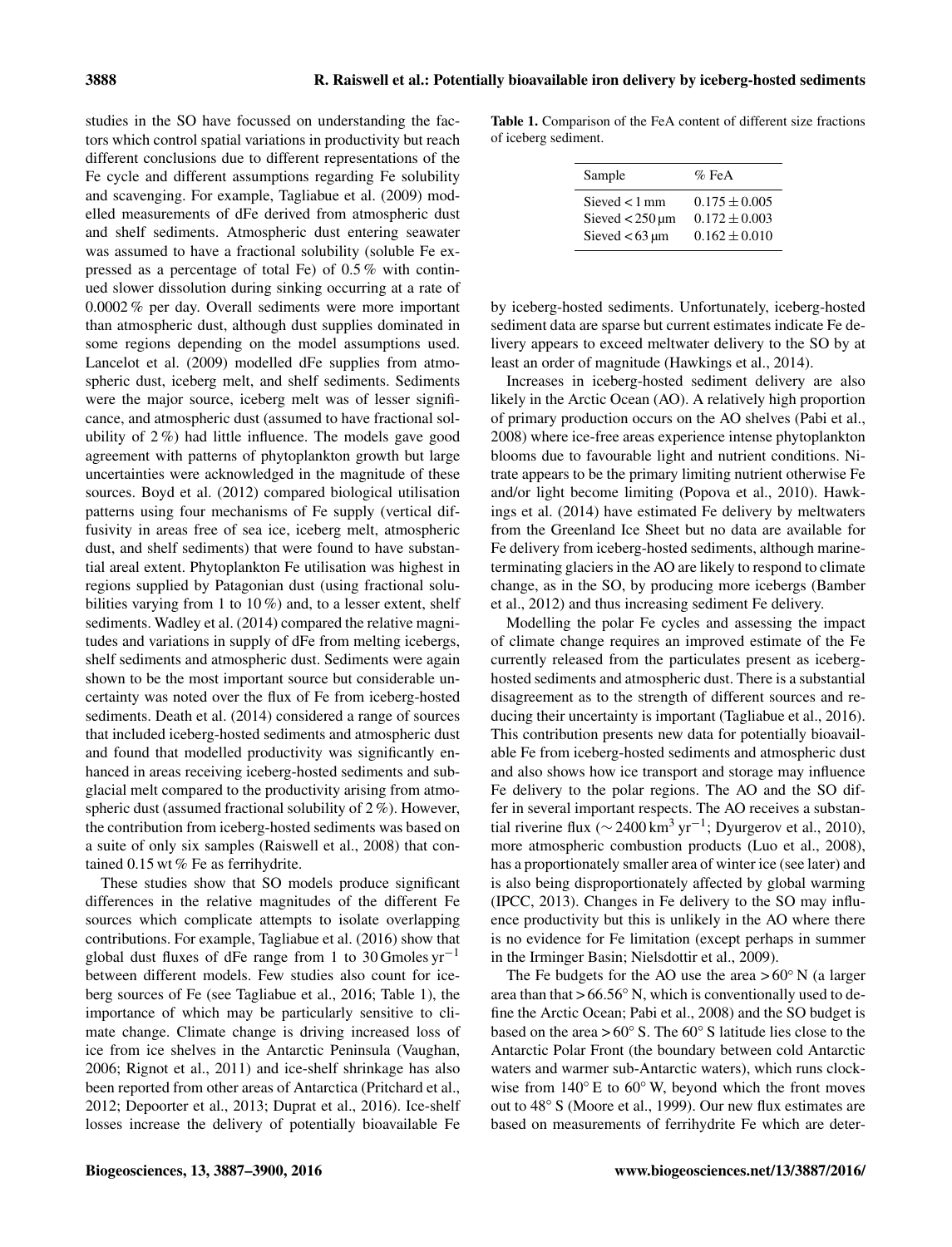studies in the SO have focussed on understanding the factors which control spatial variations in productivity but reach different conclusions due to different representations of the Fe cycle and different assumptions regarding Fe solubility and scavenging. For example, Tagliabue et al. (2009) modelled measurements of dFe derived from atmospheric dust and shelf sediments. Atmospheric dust entering seawater was assumed to have a fractional solubility (soluble Fe expressed as a percentage of total Fe) of 0.5 % with continued slower dissolution during sinking occurring at a rate of 0.0002 % per day. Overall sediments were more important than atmospheric dust, although dust supplies dominated in some regions depending on the model assumptions used. Lancelot et al. (2009) modelled dFe supplies from atmospheric dust, iceberg melt, and shelf sediments. Sediments were the major source, iceberg melt was of lesser significance, and atmospheric dust (assumed to have fractional solubility of 2 %) had little influence. The models gave good agreement with patterns of phytoplankton growth but large uncertainties were acknowledged in the magnitude of these sources. Boyd et al. (2012) compared biological utilisation patterns using four mechanisms of Fe supply (vertical diffusivity in areas free of sea ice, iceberg melt, atmospheric dust, and shelf sediments) that were found to have substantial areal extent. Phytoplankton Fe utilisation was highest in regions supplied by Patagonian dust (using fractional solubilities varying from 1 to 10 %) and, to a lesser extent, shelf sediments. Wadley et al. (2014) compared the relative magnitudes and variations in supply of dFe from melting icebergs, shelf sediments and atmospheric dust. Sediments were again shown to be the most important source but considerable uncertainty was noted over the flux of Fe from iceberg-hosted sediments. Death et al. (2014) considered a range of sources that included iceberg-hosted sediments and atmospheric dust and found that modelled productivity was significantly enhanced in areas receiving iceberg-hosted sediments and subglacial melt compared to the productivity arising from atmospheric dust (assumed fractional solubility of 2 %). However, the contribution from iceberg-hosted sediments was based on a suite of only six samples (Raiswell et al., 2008) that contained 0.15 wt % Fe as ferrihydrite.

These studies show that SO models produce significant differences in the relative magnitudes of the different Fe sources which complicate attempts to isolate overlapping contributions. For example, Tagliabue et al. (2016) show that global dust fluxes of dFe range from 1 to 30 Gmoles $yr^{-1}$ between different models. Few studies also count for iceberg sources of Fe (see Tagliabue et al., 2016; Table 1), the importance of which may be particularly sensitive to climate change. Climate change is driving increased loss of ice from ice shelves in the Antarctic Peninsula (Vaughan, 2006; Rignot et al., 2011) and ice-shelf shrinkage has also been reported from other areas of Antarctica (Pritchard et al., 2012; Depoorter et al., 2013; Duprat et al., 2016). Ice-shelf losses increase the delivery of potentially bioavailable Fe by iceberg-hosted sediments. Unfortunately, iceberg-hosted sediment data are sparse but current estimates indicate Fe delivery appears to exceed meltwater delivery to the SO by at least an order of magnitude (Hawkings et al., 2014).

**Table 1.** Comparison of the FeA content of different size fractions of iceberg sediment.

| Sample | % FeA |
|---|---|
| Sieved < 1 mm | $0.175 \pm 0.005$ |
| Sieved < 250 µm | $0.172 \pm 0.003$ |
| Sieved < 63 µm | $0.162 \pm 0.010$ |

Increases in iceberg-hosted sediment delivery are also likely in the Arctic Ocean (AO). A relatively high proportion of primary production occurs on the AO shelves (Pabi et al., 2008) where ice-free areas experience intense phytoplankton blooms due to favourable light and nutrient conditions. Nitrate appears to be the primary limiting nutrient otherwise Fe and/or light become limiting (Popova et al., 2010). Hawkings et al. (2014) have estimated Fe delivery by meltwaters from the Greenland Ice Sheet but no data are available for Fe delivery from iceberg-hosted sediments, although marine-terminating glaciers in the AO are likely to respond to climate change, as in the SO, by producing more icebergs (Bamber et al., 2012) and thus increasing sediment Fe delivery.

Modelling the polar Fe cycles and assessing the impact of climate change requires an improved estimate of the Fe currently released from the particulates present as iceberg-hosted sediments and atmospheric dust. There is a substantial disagreement as to the strength of different sources and reducing their uncertainty is important (Tagliabue et al., 2016). This contribution presents new data for potentially bioavailable Fe from iceberg-hosted sediments and atmospheric dust and also shows how ice transport and storage may influence Fe delivery to the polar regions. The AO and the SO differ in several important respects. The AO receives a substantial riverine flux ($\sim 2400\,km^3\,yr^{-1}$; Dyurgerov et al., 2010), more atmospheric combustion products (Luo et al., 2008), has a proportionately smaller area of winter ice (see later) and is also being disproportionately affected by global warming (IPCC, 2013). Changes in Fe delivery to the SO may influence productivity but this is unlikely in the AO where there is no evidence for Fe limitation (except perhaps in summer in the Irminger Basin; Nielsdottir et al., 2009).

The Fe budgets for the AO use the area > 60° N (a larger area than that > 66.56° N, which is conventionally used to define the Arctic Ocean; Pabi et al., 2008) and the SO budget is based on the area > 60° S. The 60° S latitude lies close to the Antarctic Polar Front (the boundary between cold Antarctic waters and warmer sub-Antarctic waters), which runs clockwise from 140° E to 60° W, beyond which the front moves out to 48° S (Moore et al., 1999). Our new flux estimates are based on measurements of ferrihydrite Fe which are deter-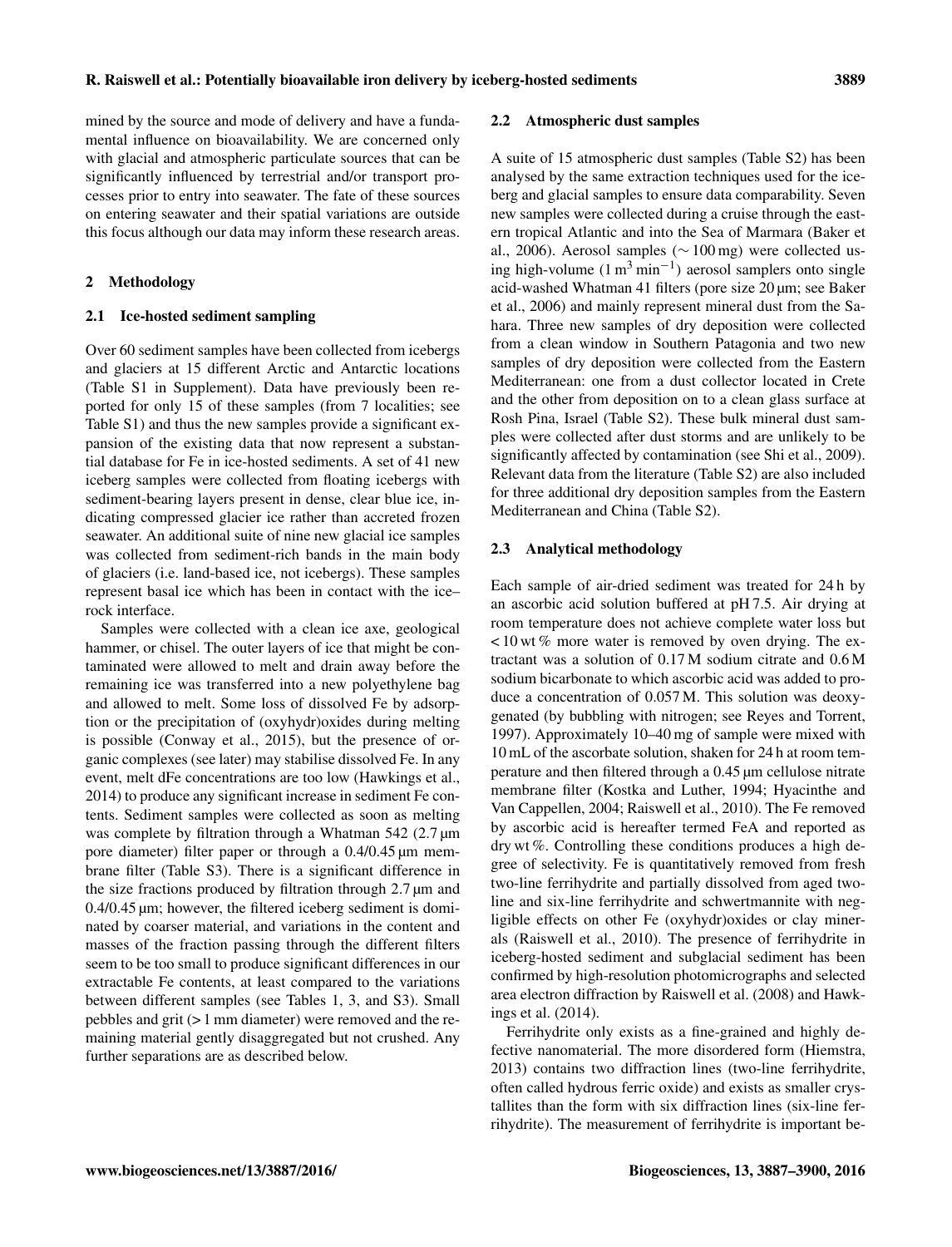mined by the source and mode of delivery and have a fundamental influence on bioavailability. We are concerned only with glacial and atmospheric particulate sources that can be significantly influenced by terrestrial and/or transport processes prior to entry into seawater. The fate of these sources on entering seawater and their spatial variations are outside this focus although our data may inform these research areas.

## 2 Methodology

### 2.1 Ice-hosted sediment sampling

Over 60 sediment samples have been collected from icebergs and glaciers at 15 different Arctic and Antarctic locations (Table S1 in Supplement). Data have previously been reported for only 15 of these samples (from 7 localities; see Table S1) and thus the new samples provide a significant expansion of the existing data that now represent a substantial database for Fe in ice-hosted sediments. A set of 41 new iceberg samples were collected from floating icebergs with sediment-bearing layers present in dense, clear blue ice, indicating compressed glacier ice rather than accreted frozen seawater. An additional suite of nine new glacial ice samples was collected from sediment-rich bands in the main body of glaciers (i.e. land-based ice, not icebergs). These samples represent basal ice which has been in contact with the ice–rock interface.

Samples were collected with a clean ice axe, geological hammer, or chisel. The outer layers of ice that might be contaminated were allowed to melt and drain away before the remaining ice was transferred into a new polyethylene bag and allowed to melt. Some loss of dissolved Fe by adsorption or the precipitation of (oxyhydr)oxides during melting is possible (Conway et al., 2015), but the presence of organic complexes (see later) may stabilise dissolved Fe. In any event, melt dFe concentrations are too low (Hawkings et al., 2014) to produce any significant increase in sediment Fe contents. Sediment samples were collected as soon as melting was complete by filtration through a Whatman 542 (2.7 µm pore diameter) filter paper or through a 0.4/0.45 µm membrane filter (Table S3). There is a significant difference in the size fractions produced by filtration through 2.7 µm and 0.4/0.45 µm; however, the filtered iceberg sediment is dominated by coarser material, and variations in the content and masses of the fraction passing through the different filters seem to be too small to produce significant differences in our extractable Fe contents, at least compared to the variations between different samples (see Tables 1, 3, and S3). Small pebbles and grit (> 1 mm diameter) were removed and the remaining material gently disaggregated but not crushed. Any further separations are as described below.

### 2.2 Atmospheric dust samples

A suite of 15 atmospheric dust samples (Table S2) has been analysed by the same extraction techniques used for the iceberg and glacial samples to ensure data comparability. Seven new samples were collected during a cruise through the eastern tropical Atlantic and into the Sea of Marmara (Baker et al., 2006). Aerosol samples (∼ 100 mg) were collected using high-volume ($1\,m^3\,min^{-1}$) aerosol samplers onto single acid-washed Whatman 41 filters (pore size 20 µm; see Baker et al., 2006) and mainly represent mineral dust from the Sahara. Three new samples of dry deposition were collected from a clean window in Southern Patagonia and two new samples of dry deposition were collected from the Eastern Mediterranean: one from a dust collector located in Crete and the other from deposition on to a clean glass surface at Rosh Pina, Israel (Table S2). These bulk mineral dust samples were collected after dust storms and are unlikely to be significantly affected by contamination (see Shi et al., 2009). Relevant data from the literature (Table S2) are also included for three additional dry deposition samples from the Eastern Mediterranean and China (Table S2).

### 2.3 Analytical methodology

Each sample of air-dried sediment was treated for 24 h by an ascorbic acid solution buffered at pH 7.5. Air drying at room temperature does not achieve complete water loss but < 10 wt % more water is removed by oven drying. The extractant was a solution of 0.17 M sodium citrate and 0.6 M sodium bicarbonate to which ascorbic acid was added to produce a concentration of 0.057 M. This solution was deoxygenated (by bubbling with nitrogen; see Reyes and Torrent, 1997). Approximately 10–40 mg of sample were mixed with 10 mL of the ascorbate solution, shaken for 24 h at room temperature and then filtered through a 0.45 µm cellulose nitrate membrane filter (Kostka and Luther, 1994; Hyacinthe and Van Cappellen, 2004; Raiswell et al., 2010). The Fe removed by ascorbic acid is hereafter termed FeA and reported as dry wt %. Controlling these conditions produces a high degree of selectivity. Fe is quantitatively removed from fresh two-line ferrihydrite and partially dissolved from aged two-line and six-line ferrihydrite and schwertmannite with negligible effects on other Fe (oxyhydr)oxides or clay minerals (Raiswell et al., 2010). The presence of ferrihydrite in iceberg-hosted sediment and subglacial sediment has been confirmed by high-resolution photomicrographs and selected area electron diffraction by Raiswell et al. (2008) and Hawkings et al. (2014).

Ferrihydrite only exists as a fine-grained and highly defective nanomaterial. The more disordered form (Hiemstra, 2013) contains two diffraction lines (two-line ferrihydrite, often called hydrous ferric oxide) and exists as smaller crystallites than the form with six diffraction lines (six-line ferrihydrite). The measurement of ferrihydrite is important be-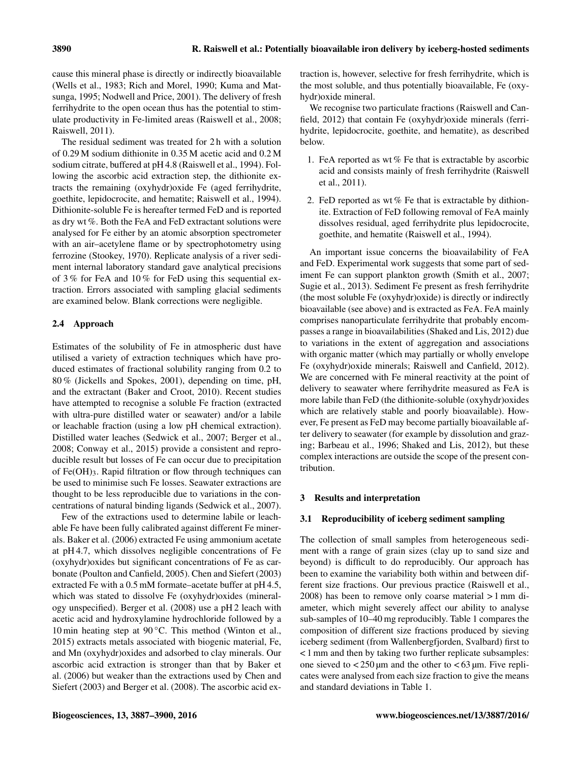cause this mineral phase is directly or indirectly bioavailable (Wells et al., 1983; Rich and Morel, 1990; Kuma and Matsunga, 1995; Nodwell and Price, 2001). The delivery of fresh ferrihydrite to the open ocean thus has the potential to stimulate productivity in Fe-limited areas (Raiswell et al., 2008; Raiswell, 2011).

The residual sediment was treated for 2 h with a solution of 0.29 M sodium dithionite in 0.35 M acetic acid and 0.2 M sodium citrate, buffered at pH 4.8 (Raiswell et al., 1994). Following the ascorbic acid extraction step, the dithionite extracts the remaining (oxyhydr)oxide Fe (aged ferrihydrite, goethite, lepidocrocite, and hematite; Raiswell et al., 1994). Dithionite-soluble Fe is hereafter termed FeD and is reported as dry wt %. Both the FeA and FeD extractant solutions were analysed for Fe either by an atomic absorption spectrometer with an air–acetylene flame or by spectrophotometry using ferrozine (Stookey, 1970). Replicate analysis of a river sediment internal laboratory standard gave analytical precisions of 3 % for FeA and 10 % for FeD using this sequential extraction. Errors associated with sampling glacial sediments are examined below. Blank corrections were negligible.

### 2.4 Approach

Estimates of the solubility of Fe in atmospheric dust have utilised a variety of extraction techniques which have produced estimates of fractional solubility ranging from 0.2 to 80 % (Jickells and Spokes, 2001), depending on time, pH, and the extractant (Baker and Croot, 2010). Recent studies have attempted to recognise a soluble Fe fraction (extracted with ultra-pure distilled water or seawater) and/or a labile or leachable fraction (using a low pH chemical extraction). Distilled water leaches (Sedwick et al., 2007; Berger et al., 2008; Conway et al., 2015) provide a consistent and reproducible result but losses of Fe can occur due to precipitation of $Fe(OH)_3$. Rapid filtration or flow through techniques can be used to minimise such Fe losses. Seawater extractions are thought to be less reproducible due to variations in the concentrations of natural binding ligands (Sedwick et al., 2007).

Few of the extractions used to determine labile or leachable Fe have been fully calibrated against different Fe minerals. Baker et al. (2006) extracted Fe using ammonium acetate at pH 4.7, which dissolves negligible concentrations of Fe (oxyhydr)oxides but significant concentrations of Fe as carbonate (Poulton and Canfield, 2005). Chen and Siefert (2003) extracted Fe with a 0.5 mM formate–acetate buffer at pH 4.5, which was stated to dissolve Fe (oxyhydr)oxides (mineralogy unspecified). Berger et al. (2008) use a pH 2 leach with acetic acid and hydroxylamine hydrochloride followed by a 10 min heating step at 90 °C. This method (Winton et al., 2015) extracts metals associated with biogenic material, Fe, and Mn (oxyhydr)oxides and adsorbed to clay minerals. Our ascorbic acid extraction is stronger than that by Baker et al. (2006) but weaker than the extractions used by Chen and Siefert (2003) and Berger et al. (2008). The ascorbic acid extraction is, however, selective for fresh ferrihydrite, which is the most soluble, and thus potentially bioavailable, Fe (oxyhydr)oxide mineral.

We recognise two particulate fractions (Raiswell and Canfield, 2012) that contain Fe (oxyhydr)oxide minerals (ferrihydrite, lepidocrocite, goethite, and hematite), as described below.

1. FeA reported as wt % Fe that is extractable by ascorbic acid and consists mainly of fresh ferrihydrite (Raiswell et al., 2011).
2. FeD reported as wt % Fe that is extractable by dithionite. Extraction of FeD following removal of FeA mainly dissolves residual, aged ferrihydrite plus lepidocrocite, goethite, and hematite (Raiswell et al., 1994).

An important issue concerns the bioavailability of FeA and FeD. Experimental work suggests that some part of sediment Fe can support plankton growth (Smith et al., 2007; Sugie et al., 2013). Sediment Fe present as fresh ferrihydrite (the most soluble Fe (oxyhydr)oxide) is directly or indirectly bioavailable (see above) and is extracted as FeA. FeA mainly comprises nanoparticulate ferrihydrite that probably encompasses a range in bioavailabilities (Shaked and Lis, 2012) due to variations in the extent of aggregation and associations with organic matter (which may partially or wholly envelope Fe (oxyhydr)oxide minerals; Raiswell and Canfield, 2012). We are concerned with Fe mineral reactivity at the point of delivery to seawater where ferrihydrite measured as FeA is more labile than FeD (the dithionite-soluble (oxyhydr)oxides which are relatively stable and poorly bioavailable). However, Fe present as FeD may become partially bioavailable after delivery to seawater (for example by dissolution and grazing; Barbeau et al., 1996; Shaked and Lis, 2012), but these complex interactions are outside the scope of the present contribution.

## 3 Results and interpretation

### 3.1 Reproducibility of iceberg sediment sampling

The collection of small samples from heterogeneous sediment with a range of grain sizes (clay up to sand size and beyond) is difficult to do reproducibly. Our approach has been to examine the variability both within and between different size fractions. Our previous practice (Raiswell et al., 2008) has been to remove only coarse material > 1 mm diameter, which might severely affect our ability to analyse sub-samples of 10–40 mg reproducibly. Table 1 compares the composition of different size fractions produced by sieving iceberg sediment (from Wallenbergfjorden, Svalbard) first to < 1 mm and then by taking two further replicate subsamples: one sieved to < 250 µm and the other to < 63 µm. Five replicates were analysed from each size fraction to give the means and standard deviations in Table 1.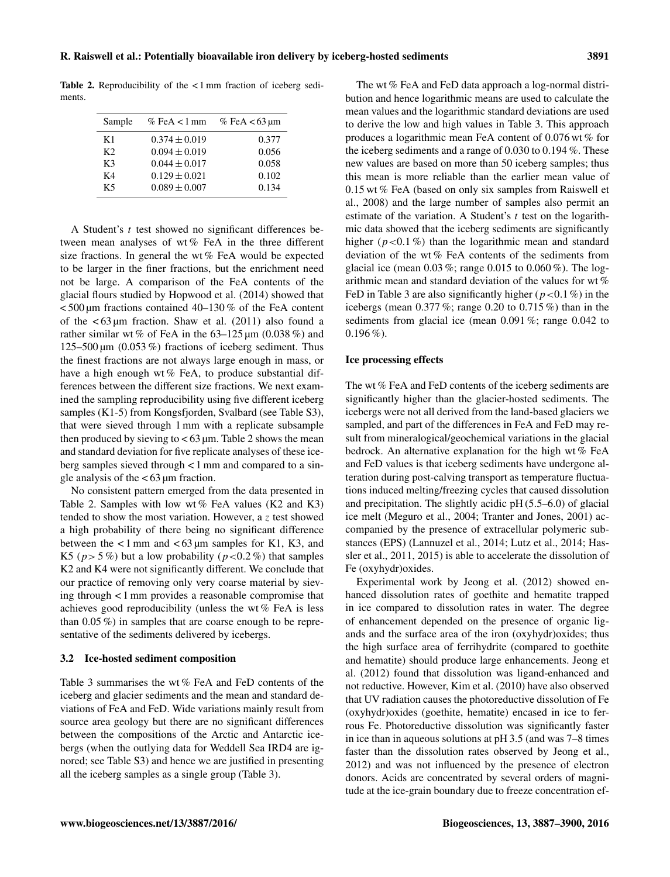**Table 2.** Reproducibility of the < 1 mm fraction of iceberg sediments.

| Sample | % FeA < 1 mm | % FeA < 63 µm |
|---|---|---|
| K1 | $0.374 \pm 0.019$ | 0.377 |
| K2 | $0.094 \pm 0.019$ | 0.056 |
| K3 | $0.044 \pm 0.017$ | 0.058 |
| K4 | $0.129 \pm 0.021$ | 0.102 |
| K5 | $0.089 \pm 0.007$ | 0.134 |

A Student's $t$ test showed no significant differences between mean analyses of wt % FeA in the three different size fractions. In general the wt % FeA would be expected to be larger in the finer fractions, but the enrichment need not be large. A comparison of the FeA contents of the glacial flours studied by Hopwood et al. (2014) showed that < 500 µm fractions contained 40–130 % of the FeA content of the < 63 µm fraction. Shaw et al. (2011) also found a rather similar wt % of FeA in the 63–125 µm (0.038 %) and 125–500 µm (0.053 %) fractions of iceberg sediment. Thus the finest fractions are not always large enough in mass, or have a high enough wt % FeA, to produce substantial differences between the different size fractions. We next examined the sampling reproducibility using five different iceberg samples (K1-5) from Kongsfjorden, Svalbard (see Table S3), that were sieved through 1 mm with a replicate subsample then produced by sieving to < 63 µm. Table 2 shows the mean and standard deviation for five replicate analyses of these iceberg samples sieved through < 1 mm and compared to a single analysis of the < 63 µm fraction.

No consistent pattern emerged from the data presented in Table 2. Samples with low wt % FeA values (K2 and K3) tended to show the most variation. However, a $z$ test showed a high probability of there being no significant difference between the < 1 mm and < 63 µm samples for K1, K3, and K5 ($p > 5\,\%$) but a low probability ($p < 0.2\,\%$) that samples K2 and K4 were not significantly different. We conclude that our practice of removing only very coarse material by sieving through < 1 mm provides a reasonable compromise that achieves good reproducibility (unless the wt % FeA is less than 0.05 %) in samples that are coarse enough to be representative of the sediments delivered by icebergs.

### 3.2 Ice-hosted sediment composition

Table 3 summarises the wt % FeA and FeD contents of the iceberg and glacier sediments and the mean and standard deviations of FeA and FeD. Wide variations mainly result from source area geology but there are no significant differences between the compositions of the Arctic and Antarctic icebergs (when the outlying data for Weddell Sea IRD4 are ignored; see Table S3) and hence we are justified in presenting all the iceberg samples as a single group (Table 3).

The wt % FeA and FeD data approach a log-normal distribution and hence logarithmic means are used to calculate the mean values and the logarithmic standard deviations are used to derive the low and high values in Table 3. This approach produces a logarithmic mean FeA content of 0.076 wt % for the iceberg sediments and a range of 0.030 to 0.194 %. These new values are based on more than 50 iceberg samples; thus this mean is more reliable than the earlier mean value of 0.15 wt % FeA (based on only six samples from Raiswell et al., 2008) and the large number of samples also permit an estimate of the variation. A Student's $t$ test on the logarithmic data showed that the iceberg sediments are significantly higher ($p < 0.1\,\%$) than the logarithmic mean and standard deviation of the wt % FeA contents of the sediments from glacial ice (mean 0.03 %; range 0.015 to 0.060 %). The logarithmic mean and standard deviation of the values for wt % FeD in Table 3 are also significantly higher ($p < 0.1\,\%$) in the icebergs (mean 0.377 %; range 0.20 to 0.715 %) than in the sediments from glacial ice (mean 0.091 %; range 0.042 to 0.196 %).

#### Ice processing effects

The wt % FeA and FeD contents of the iceberg sediments are significantly higher than the glacier-hosted sediments. The icebergs were not all derived from the land-based glaciers we sampled, and part of the differences in FeA and FeD may result from mineralogical/geochemical variations in the glacial bedrock. An alternative explanation for the high wt % FeA and FeD values is that iceberg sediments have undergone alteration during post-calving transport as temperature fluctuations induced melting/freezing cycles that caused dissolution and precipitation. The slightly acidic pH (5.5–6.0) of glacial ice melt (Meguro et al., 2004; Tranter and Jones, 2001) accompanied by the presence of extracellular polymeric substances (EPS) (Lannuzel et al., 2014; Lutz et al., 2014; Hassler et al., 2011, 2015) is able to accelerate the dissolution of Fe (oxyhydr)oxides.

Experimental work by Jeong et al. (2012) showed enhanced dissolution rates of goethite and hematite trapped in ice compared to dissolution rates in water. The degree of enhancement depended on the presence of organic ligands and the surface area of the iron (oxyhydr)oxides; thus the high surface area of ferrihydrite (compared to goethite and hematite) should produce large enhancements. Jeong et al. (2012) found that dissolution was ligand-enhanced and not reductive. However, Kim et al. (2010) have also observed that UV radiation causes the photoreductive dissolution of Fe (oxyhydr)oxides (goethite, hematite) encased in ice to ferrous Fe. Photoreductive dissolution was significantly faster in ice than in aqueous solutions at pH 3.5 (and was 7–8 times faster than the dissolution rates observed by Jeong et al., 2012) and was not influenced by the presence of electron donors. Acids are concentrated by several orders of magnitude at the ice-grain boundary due to freeze concentration ef-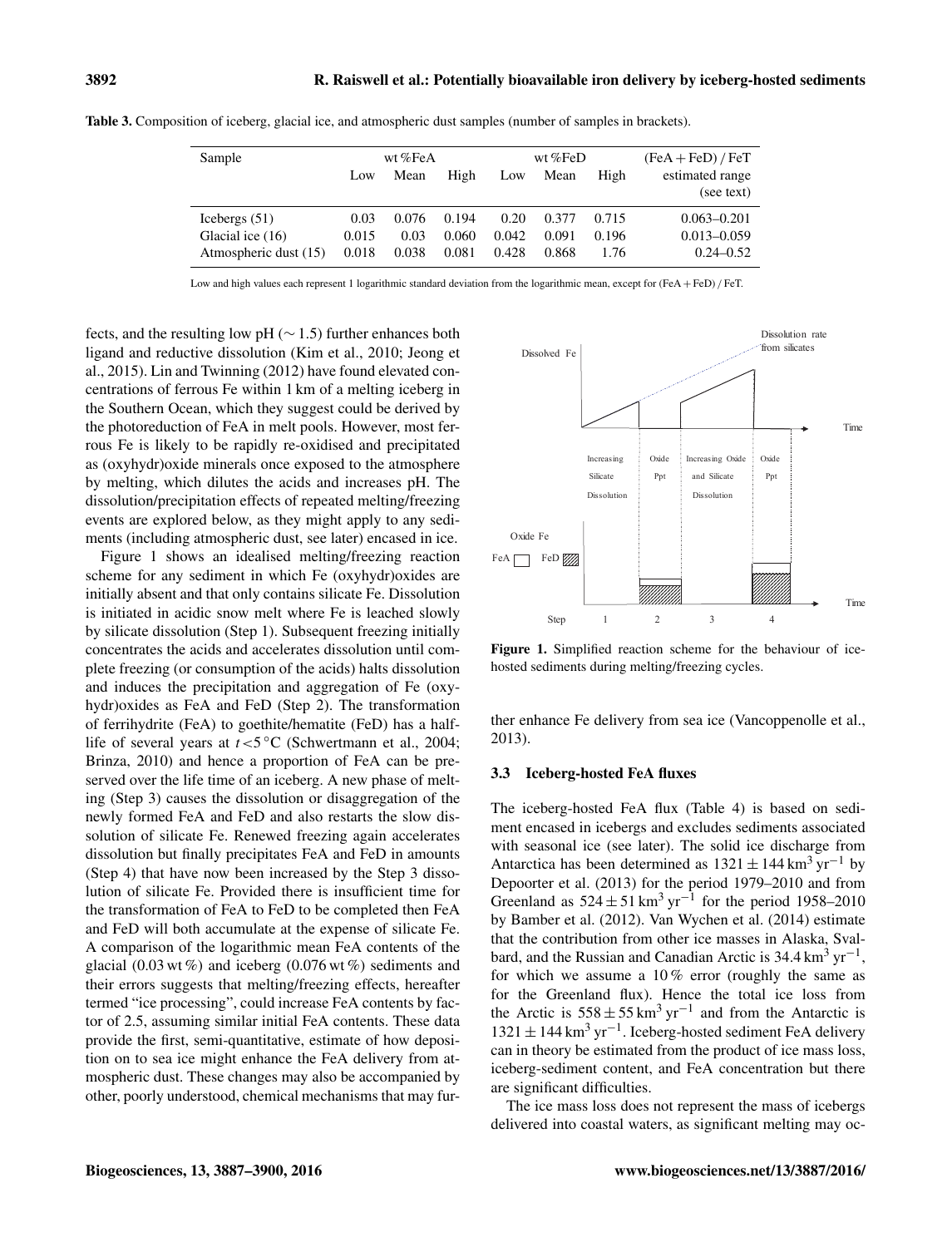**Table 3.** Composition of iceberg, glacial ice, and atmospheric dust samples (number of samples in brackets).

| Sample | wt %FeA | | | wt %FeD | | | (FeA + FeD) / FeT |
|---|---|---|---|---|---|---|---|
| | Low | Mean | High | Low | Mean | High | estimated range (see text) |
| Icebergs (51) | 0.03 | 0.076 | 0.194 | 0.20 | 0.377 | 0.715 | 0.063–0.201 |
| Glacial ice (16) | 0.015 | 0.03 | 0.060 | 0.042 | 0.091 | 0.196 | 0.013–0.059 |
| Atmospheric dust (15) | 0.018 | 0.038 | 0.081 | 0.428 | 0.868 | 1.76 | 0.24–0.52 |

Low and high values each represent 1 logarithmic standard deviation from the logarithmic mean, except for (FeA + FeD) / FeT.

fects, and the resulting low pH (∼ 1.5) further enhances both ligand and reductive dissolution (Kim et al., 2010; Jeong et al., 2015). Lin and Twinning (2012) have found elevated concentrations of ferrous Fe within 1 km of a melting iceberg in the Southern Ocean, which they suggest could be derived by the photoreduction of FeA in melt pools. However, most ferrous Fe is likely to be rapidly re-oxidised and precipitated as (oxyhydr)oxide minerals once exposed to the atmosphere by melting, which dilutes the acids and increases pH. The dissolution/precipitation effects of repeated melting/freezing events are explored below, as they might apply to any sediments (including atmospheric dust, see later) encased in ice.

Figure 1 shows an idealised melting/freezing reaction scheme for any sediment in which Fe (oxyhydr)oxides are initially absent and that only contains silicate Fe. Dissolution is initiated in acidic snow melt where Fe is leached slowly by silicate dissolution (Step 1). Subsequent freezing initially concentrates the acids and accelerates dissolution until complete freezing (or consumption of the acids) halts dissolution and induces the precipitation and aggregation of Fe (oxyhydr)oxides as FeA and FeD (Step 2). The transformation of ferrihydrite (FeA) to goethite/hematite (FeD) has a half-life of several years at $t < 5\,^{\circ}$C (Schwertmann et al., 2004; Brinza, 2010) and hence a proportion of FeA can be preserved over the life time of an iceberg. A new phase of melting (Step 3) causes the dissolution or disaggregation of the newly formed FeA and FeD and also restarts the slow dissolution of silicate Fe. Renewed freezing again accelerates dissolution but finally precipitates FeA and FeD in amounts (Step 4) that have now been increased by the Step 3 dissolution of silicate Fe. Provided there is insufficient time for the transformation of FeA to FeD to be completed then FeA and FeD will both accumulate at the expense of silicate Fe. A comparison of the logarithmic mean FeA contents of the glacial (0.03 wt %) and iceberg (0.076 wt %) sediments and their errors suggests that melting/freezing effects, hereafter termed "ice processing", could increase FeA contents by factor of 2.5, assuming similar initial FeA contents. These data provide the first, semi-quantitative, estimate of how deposition on to sea ice might enhance the FeA delivery from atmospheric dust. These changes may also be accompanied by other, poorly understood, chemical mechanisms that may further enhance Fe delivery from sea ice (Vancoppenolle et al., 2013).

**Figure 1.** Simplified reaction scheme for the behaviour of ice-hosted sediments during melting/freezing cycles.

### 3.3 Iceberg-hosted FeA fluxes

The iceberg-hosted FeA flux (Table 4) is based on sediment encased in icebergs and excludes sediments associated with seasonal ice (see later). The solid ice discharge from Antarctica has been determined as $1321 \pm 144\,\mathrm{km^3\,yr^{-1}}$ by Depoorter et al. (2013) for the period 1979–2010 and from Greenland as $524 \pm 51\,\mathrm{km^3\,yr^{-1}}$ for the period 1958–2010 by Bamber et al. (2012). Van Wychen et al. (2014) estimate that the contribution from other ice masses in Alaska, Svalbard, and the Russian and Canadian Arctic is $34.4\,\mathrm{km^3\,yr^{-1}}$, for which we assume a 10 % error (roughly the same as for the Greenland flux). Hence the total ice loss from the Arctic is $558 \pm 55\,\mathrm{km^3\,yr^{-1}}$ and from the Antarctic is $1321 \pm 144\,\mathrm{km^3\,yr^{-1}}$. Iceberg-hosted sediment FeA delivery can in theory be estimated from the product of ice mass loss, iceberg-sediment content, and FeA concentration but there are significant difficulties.

The ice mass loss does not represent the mass of icebergs delivered into coastal waters, as significant melting may oc-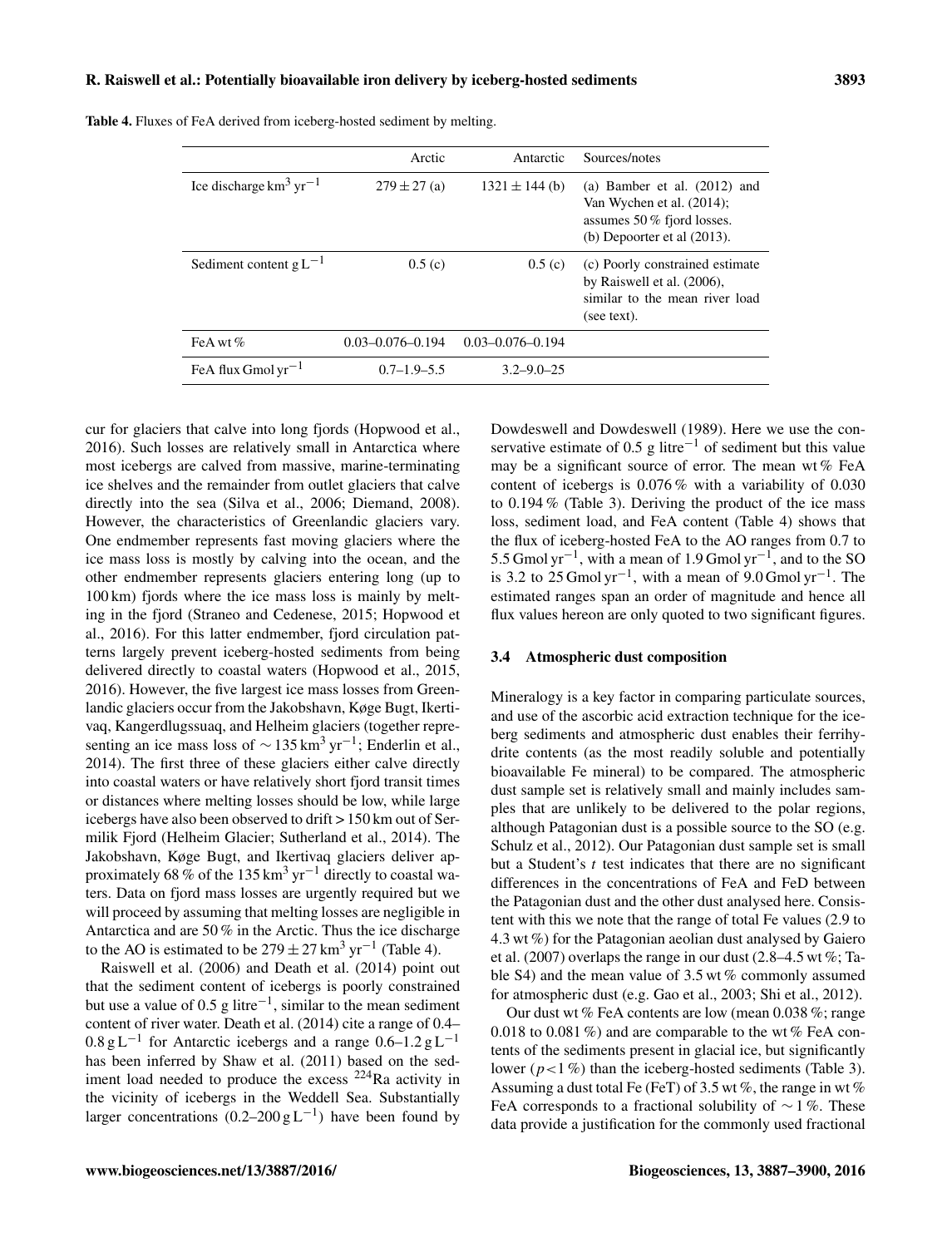**Table 4.** Fluxes of FeA derived from iceberg-hosted sediment by melting.

| | Arctic | Antarctic | Sources/notes |
|---|---|---|---|
| Ice discharge $km^3 yr^{-1}$ | $279 \pm 27$ (a) | $1321 \pm 144$ (b) | (a) Bamber et al. (2012) and Van Wychen et al. (2014); assumes 50 % fjord losses. (b) Depoorter et al (2013). |
| Sediment content $g L^{-1}$ | 0.5 (c) | 0.5 (c) | (c) Poorly constrained estimate by Raiswell et al. (2006), similar to the mean river load (see text). |
| FeA wt % | 0.03–0.076–0.194 | 0.03–0.076–0.194 | |
| FeA flux $Gmol yr^{-1}$ | 0.7–1.9–5.5 | 3.2–9.0–25 | |

cur for glaciers that calve into long fjords (Hopwood et al., 2016). Such losses are relatively small in Antarctica where most icebergs are calved from massive, marine-terminating ice shelves and the remainder from outlet glaciers that calve directly into the sea (Silva et al., 2006; Diemand, 2008). However, the characteristics of Greenlandic glaciers vary. One endmember represents fast moving glaciers where the ice mass loss is mostly by calving into the ocean, and the other endmember represents glaciers entering long (up to 100 km) fjords where the ice mass loss is mainly by melting in the fjord (Straneo and Cedenese, 2015; Hopwood et al., 2016). For this latter endmember, fjord circulation patterns largely prevent iceberg-hosted sediments from being delivered directly to coastal waters (Hopwood et al., 2015, 2016). However, the five largest ice mass losses from Greenlandic glaciers occur from the Jakobshavn, Køge Bugt, Ikertivaq, Kangerdlugssuaq, and Helheim glaciers (together representing an ice mass loss of $\sim 135\, km^3 yr^{-1}$; Enderlin et al., 2014). The first three of these glaciers either calve directly into coastal waters or have relatively short fjord transit times or distances where melting losses should be low, while large icebergs have also been observed to drift > 150 km out of Sermilik Fjord (Helheim Glacier; Sutherland et al., 2014). The Jakobshavn, Køge Bugt, and Ikertivaq glaciers deliver approximately 68 % of the $135\, km^3 yr^{-1}$ directly to coastal waters. Data on fjord mass losses are urgently required but we will proceed by assuming that melting losses are negligible in Antarctica and are 50 % in the Arctic. Thus the ice discharge to the AO is estimated to be $279 \pm 27\, km^3 yr^{-1}$ (Table 4).

Raiswell et al. (2006) and Death et al. (2014) point out that the sediment content of icebergs is poorly constrained but use a value of $0.5$ g $litre^{-1}$, similar to the mean sediment content of river water. Death et al. (2014) cite a range of 0.4–$0.8\, g L^{-1}$ for Antarctic icebergs and a range $0.6$–$1.2\, g L^{-1}$ has been inferred by Shaw et al. (2011) based on the sediment load needed to produce the excess $^{224}Ra$ activity in the vicinity of icebergs in the Weddell Sea. Substantially larger concentrations ($0.2$–$200\, g L^{-1}$) have been found by Dowdeswell and Dowdeswell (1989). Here we use the conservative estimate of 0.5 g $litre^{-1}$ of sediment but this value may be a significant source of error. The mean wt % FeA content of icebergs is 0.076 % with a variability of 0.030 to 0.194 % (Table 3). Deriving the product of the ice mass loss, sediment load, and FeA content (Table 4) shows that the flux of iceberg-hosted FeA to the AO ranges from 0.7 to $5.5\, Gmol yr^{-1}$, with a mean of $1.9\, Gmol yr^{-1}$, and to the SO is 3.2 to $25\, Gmol yr^{-1}$, with a mean of $9.0\, Gmol yr^{-1}$. The estimated ranges span an order of magnitude and hence all flux values hereon are only quoted to two significant figures.

### 3.4 Atmospheric dust composition

Mineralogy is a key factor in comparing particulate sources, and use of the ascorbic acid extraction technique for the iceberg sediments and atmospheric dust enables their ferrihydrite contents (as the most readily soluble and potentially bioavailable Fe mineral) to be compared. The atmospheric dust sample set is relatively small and mainly includes samples that are unlikely to be delivered to the polar regions, although Patagonian dust is a possible source to the SO (e.g. Schulz et al., 2012). Our Patagonian dust sample set is small but a Student's $t$ test indicates that there are no significant differences in the concentrations of FeA and FeD between the Patagonian dust and the other dust analysed here. Consistent with this we note that the range of total Fe values (2.9 to 4.3 wt %) for the Patagonian aeolian dust analysed by Gaiero et al. (2007) overlaps the range in our dust (2.8–4.5 wt %; Table S4) and the mean value of 3.5 wt % commonly assumed for atmospheric dust (e.g. Gao et al., 2003; Shi et al., 2012).

Our dust wt % FeA contents are low (mean 0.038 %; range 0.018 to 0.081 %) and are comparable to the wt % FeA contents of the sediments present in glacial ice, but significantly lower ($p < 1\,\%$) than the iceberg-hosted sediments (Table 3). Assuming a dust total Fe (FeT) of 3.5 wt %, the range in wt % FeA corresponds to a fractional solubility of $\sim 1\,\%$. These data provide a justification for the commonly used fractional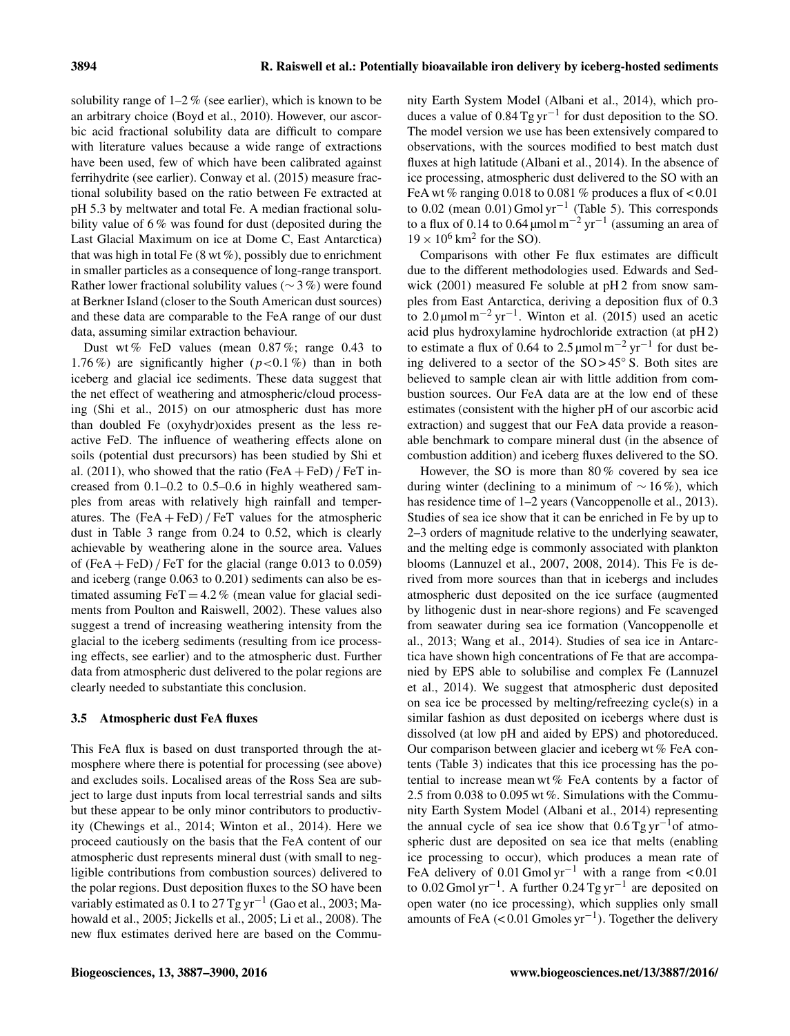solubility range of 1–2 % (see earlier), which is known to be an arbitrary choice (Boyd et al., 2010). However, our ascorbic acid fractional solubility data are difficult to compare with literature values because a wide range of extractions have been used, few of which have been calibrated against ferrihydrite (see earlier). Conway et al. (2015) measure fractional solubility based on the ratio between Fe extracted at pH 5.3 by meltwater and total Fe. A median fractional solubility value of 6 % was found for dust (deposited during the Last Glacial Maximum on ice at Dome C, East Antarctica) that was high in total Fe (8 wt %), possibly due to enrichment in smaller particles as a consequence of long-range transport. Rather lower fractional solubility values ($\sim 3$ %) were found at Berkner Island (closer to the South American dust sources) and these data are comparable to the FeA range of our dust data, assuming similar extraction behaviour.

Dust wt % FeD values (mean 0.87 %; range 0.43 to 1.76 %) are significantly higher ($p < 0.1$ %) than in both iceberg and glacial ice sediments. These data suggest that the net effect of weathering and atmospheric/cloud processing (Shi et al., 2015) on our atmospheric dust has more than doubled Fe (oxyhydr)oxides present as the less reactive FeD. The influence of weathering effects alone on soils (potential dust precursors) has been studied by Shi et al. (2011), who showed that the ratio (FeA + FeD) / FeT increased from 0.1–0.2 to 0.5–0.6 in highly weathered samples from areas with relatively high rainfall and temperatures. The (FeA + FeD) / FeT values for the atmospheric dust in Table 3 range from 0.24 to 0.52, which is clearly achievable by weathering alone in the source area. Values of (FeA + FeD) / FeT for the glacial (range 0.013 to 0.059) and iceberg (range 0.063 to 0.201) sediments can also be estimated assuming FeT = 4.2 % (mean value for glacial sediments from Poulton and Raiswell, 2002). These values also suggest a trend of increasing weathering intensity from the glacial to the iceberg sediments (resulting from ice processing effects, see earlier) and to the atmospheric dust. Further data from atmospheric dust delivered to the polar regions are clearly needed to substantiate this conclusion.

### 3.5 Atmospheric dust FeA fluxes

This FeA flux is based on dust transported through the atmosphere where there is potential for processing (see above) and excludes soils. Localised areas of the Ross Sea are subject to large dust inputs from local terrestrial sands and silts but these appear to be only minor contributors to productivity (Chewings et al., 2014; Winton et al., 2014). Here we proceed cautiously on the basis that the FeA content of our atmospheric dust represents mineral dust (with small to negligible contributions from combustion sources) delivered to the polar regions. Dust deposition fluxes to the SO have been variably estimated as 0.1 to 27 Tg yr$^{-1}$ (Gao et al., 2003; Mahowald et al., 2005; Jickells et al., 2005; Li et al., 2008). The new flux estimates derived here are based on the Community Earth System Model (Albani et al., 2014), which produces a value of 0.84 Tg yr$^{-1}$ for dust deposition to the SO. The model version we use has been extensively compared to observations, with the sources modified to best match dust fluxes at high latitude (Albani et al., 2014). In the absence of ice processing, atmospheric dust delivered to the SO with an FeA wt % ranging 0.018 to 0.081 % produces a flux of < 0.01 to 0.02 (mean 0.01) Gmol yr$^{-1}$ (Table 5). This corresponds to a flux of 0.14 to 0.64 µmol m$^{-2}$ yr$^{-1}$ (assuming an area of $19 \times 10^{6}$ km$^{2}$ for the SO).

Comparisons with other Fe flux estimates are difficult due to the different methodologies used. Edwards and Sedwick (2001) measured Fe soluble at pH 2 from snow samples from East Antarctica, deriving a deposition flux of 0.3 to 2.0 µmol m$^{-2}$ yr$^{-1}$. Winton et al. (2015) used an acetic acid plus hydroxylamine hydrochloride extraction (at pH 2) to estimate a flux of 0.64 to 2.5 µmol m$^{-2}$ yr$^{-1}$ for dust being delivered to a sector of the SO > 45° S. Both sites are believed to sample clean air with little addition from combustion sources. Our FeA data are at the low end of these estimates (consistent with the higher pH of our ascorbic acid extraction) and suggest that our FeA data provide a reasonable benchmark to compare mineral dust (in the absence of combustion addition) and iceberg fluxes delivered to the SO.

However, the SO is more than 80 % covered by sea ice during winter (declining to a minimum of $\sim 16$ %), which has residence time of 1–2 years (Vancoppenolle et al., 2013). Studies of sea ice show that it can be enriched in Fe by up to 2–3 orders of magnitude relative to the underlying seawater, and the melting edge is commonly associated with plankton blooms (Lannuzel et al., 2007, 2008, 2014). This Fe is derived from more sources than that in icebergs and includes atmospheric dust deposited on the ice surface (augmented by lithogenic dust in near-shore regions) and Fe scavenged from seawater during sea ice formation (Vancoppenolle et al., 2013; Wang et al., 2014). Studies of sea ice in Antarctica have shown high concentrations of Fe that are accompanied by EPS able to solubilise and complex Fe (Lannuzel et al., 2014). We suggest that atmospheric dust deposited on sea ice be processed by melting/refreezing cycle(s) in a similar fashion as dust deposited on icebergs where dust is dissolved (at low pH and aided by EPS) and photoreduced. Our comparison between glacier and iceberg wt % FeA contents (Table 3) indicates that this ice processing has the potential to increase mean wt % FeA contents by a factor of 2.5 from 0.038 to 0.095 wt %. Simulations with the Community Earth System Model (Albani et al., 2014) representing the annual cycle of sea ice show that 0.6 Tg yr$^{-1}$ of atmospheric dust are deposited on sea ice that melts (enabling ice processing to occur), which produces a mean rate of FeA delivery of 0.01 Gmol yr$^{-1}$ with a range from < 0.01 to 0.02 Gmol yr$^{-1}$. A further 0.24 Tg yr$^{-1}$ are deposited on open water (no ice processing), which supplies only small amounts of FeA (< 0.01 Gmoles yr$^{-1}$). Together the delivery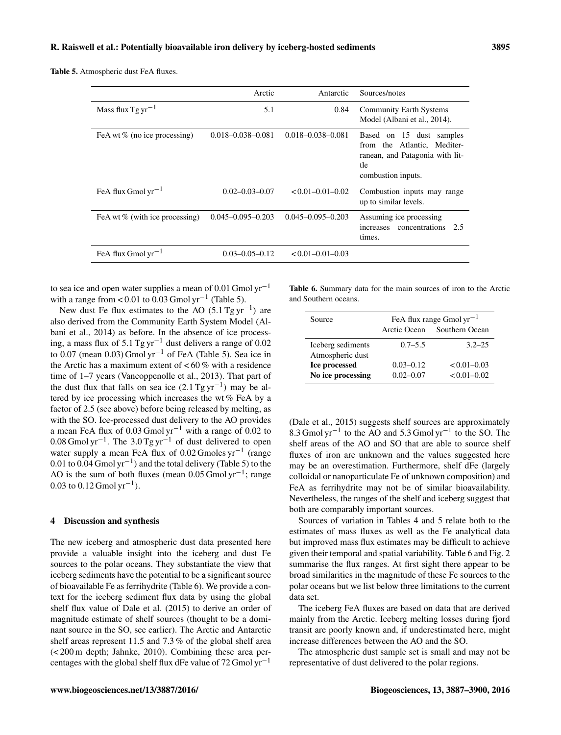Table 5. Atmospheric dust FeA fluxes.

| | Arctic | Antarctic | Sources/notes |
|---|---|---|---|
| Mass flux Tg $yr^{-1}$ | 5.1 | 0.84 | Community Earth Systems Model (Albani et al., 2014). |
| FeA wt % (no ice processing) | 0.018–0.038–0.081 | 0.018–0.038–0.081 | Based on 15 dust samples from the Atlantic, Mediterranean, and Patagonia with little combustion inputs. |
| FeA flux Gmol $yr^{-1}$ | 0.02–0.03–0.07 | < 0.01–0.01–0.02 | Combustion inputs may range up to similar levels. |
| FeA wt % (with ice processing) | 0.045–0.095–0.203 | 0.045–0.095–0.203 | Assuming ice processing increases concentrations 2.5 times. |
| FeA flux Gmol $yr^{-1}$ | 0.03–0.05–0.12 | < 0.01–0.01–0.03 | |

to sea ice and open water supplies a mean of 0.01 Gmol $yr^{-1}$ with a range from < 0.01 to 0.03 Gmol $yr^{-1}$ (Table 5).

New dust Fe flux estimates to the AO (5.1 Tg $yr^{-1}$) are also derived from the Community Earth System Model (Albani et al., 2014) as before. In the absence of ice processing, a mass flux of 5.1 Tg $yr^{-1}$ dust delivers a range of 0.02 to 0.07 (mean 0.03) Gmol $yr^{-1}$ of FeA (Table 5). Sea ice in the Arctic has a maximum extent of < 60 % with a residence time of 1–7 years (Vancoppenolle et al., 2013). That part of the dust flux that falls on sea ice (2.1 Tg $yr^{-1}$) may be altered by ice processing which increases the wt % FeA by a factor of 2.5 (see above) before being released by melting, as with the SO. Ice-processed dust delivery to the AO provides a mean FeA flux of 0.03 Gmol $yr^{-1}$ with a range of 0.02 to 0.08 Gmol $yr^{-1}$. The 3.0 Tg $yr^{-1}$ of dust delivered to open water supply a mean FeA flux of 0.02 Gmoles $yr^{-1}$ (range 0.01 to 0.04 Gmol $yr^{-1}$) and the total delivery (Table 5) to the AO is the sum of both fluxes (mean 0.05 Gmol $yr^{-1}$; range 0.03 to 0.12 Gmol $yr^{-1}$).

## 4 Discussion and synthesis

The new iceberg and atmospheric dust data presented here provide a valuable insight into the iceberg and dust Fe sources to the polar oceans. They substantiate the view that iceberg sediments have the potential to be a significant source of bioavailable Fe as ferrihydrite (Table 6). We provide a context for the iceberg sediment flux data by using the global shelf flux value of Dale et al. (2015) to derive an order of magnitude estimate of shelf sources (thought to be a dominant source in the SO, see earlier). The Arctic and Antarctic shelf areas represent 11.5 and 7.3 % of the global shelf area (< 200 m depth; Jahnke, 2010). Combining these area percentages with the global shelf flux dFe value of 72 Gmol $yr^{-1}$ (Dale et al., 2015) suggests shelf sources are approximately 8.3 Gmol $yr^{-1}$ to the AO and 5.3 Gmol $yr^{-1}$ to the SO. The shelf areas of the AO and SO that are able to source shelf fluxes of iron are unknown and the values suggested here may be an overestimation. Furthermore, shelf dFe (largely colloidal or nanoparticulate Fe of unknown composition) and FeA as ferrihydrite may not be of similar bioavailability. Nevertheless, the ranges of the shelf and iceberg suggest that both are comparably important sources.

Table 6. Summary data for the main sources of iron to the Arctic and Southern oceans.

| Source | FeA flux range Gmol $yr^{-1}$ | |
|---|---|---|
| | Arctic Ocean | Southern Ocean |
| Iceberg sediments | 0.7–5.5 | 3.2–25 |
| Atmospheric dust | | |
| **Ice processed** | 0.03–0.12 | < 0.01–0.03 |
| **No ice processing** | 0.02–0.07 | < 0.01–0.02 |

Sources of variation in Tables 4 and 5 relate both to the estimates of mass fluxes as well as the Fe analytical data but improved mass flux estimates may be difficult to achieve given their temporal and spatial variability. Table 6 and Fig. 2 summarise the flux ranges. At first sight there appear to be broad similarities in the magnitude of these Fe sources to the polar oceans but we list below three limitations to the current data set.

The iceberg FeA fluxes are based on data that are derived mainly from the Arctic. Iceberg melting losses during fjord transit are poorly known and, if underestimated here, might increase differences between the AO and the SO.

The atmospheric dust sample set is small and may not be representative of dust delivered to the polar regions.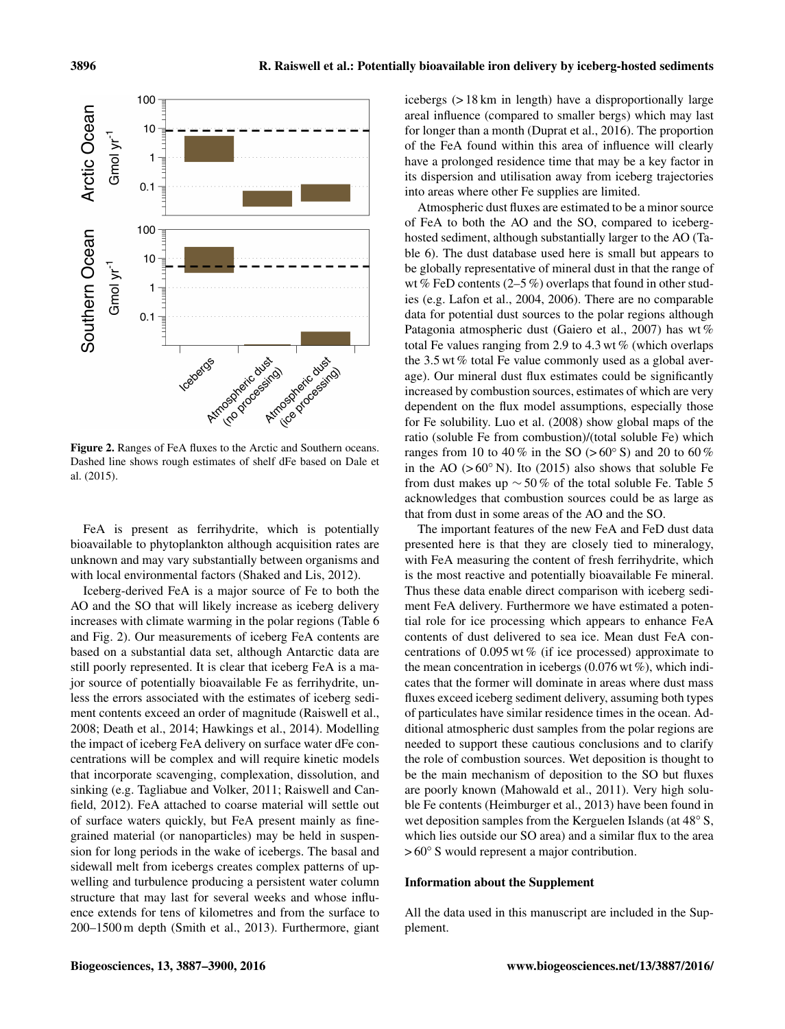**Figure 2.** Ranges of FeA fluxes to the Arctic and Southern oceans. Dashed line shows rough estimates of shelf dFe based on Dale et al. (2015).

FeA is present as ferrihydrite, which is potentially bioavailable to phytoplankton although acquisition rates are unknown and may vary substantially between organisms and with local environmental factors (Shaked and Lis, 2012).

Iceberg-derived FeA is a major source of Fe to both the AO and the SO that will likely increase as iceberg delivery increases with climate warming in the polar regions (Table 6 and Fig. 2). Our measurements of iceberg FeA contents are based on a substantial data set, although Antarctic data are still poorly represented. It is clear that iceberg FeA is a major source of potentially bioavailable Fe as ferrihydrite, unless the errors associated with the estimates of iceberg sediment contents exceed an order of magnitude (Raiswell et al., 2008; Death et al., 2014; Hawkings et al., 2014). Modelling the impact of iceberg FeA delivery on surface water dFe concentrations will be complex and will require kinetic models that incorporate scavenging, complexation, dissolution, and sinking (e.g. Tagliabue and Volker, 2011; Raiswell and Canfield, 2012). FeA attached to coarse material will settle out of surface waters quickly, but FeA present mainly as fine-grained material (or nanoparticles) may be held in suspension for long periods in the wake of icebergs. The basal and sidewall melt from icebergs creates complex patterns of upwelling and turbulence producing a persistent water column structure that may last for several weeks and whose influence extends for tens of kilometres and from the surface to 200–1500 m depth (Smith et al., 2013). Furthermore, giant icebergs (> 18 km in length) have a disproportionally large areal influence (compared to smaller bergs) which may last for longer than a month (Duprat et al., 2016). The proportion of the FeA found within this area of influence will clearly have a prolonged residence time that may be a key factor in its dispersion and utilisation away from iceberg trajectories into areas where other Fe supplies are limited.

Atmospheric dust fluxes are estimated to be a minor source of FeA to both the AO and the SO, compared to iceberg-hosted sediment, although substantially larger to the AO (Table 6). The dust database used here is small but appears to be globally representative of mineral dust in that the range of wt % FeD contents (2–5 %) overlaps that found in other studies (e.g. Lafon et al., 2004, 2006). There are no comparable data for potential dust sources to the polar regions although Patagonia atmospheric dust (Gaiero et al., 2007) has wt % total Fe values ranging from 2.9 to 4.3 wt % (which overlaps the 3.5 wt % total Fe value commonly used as a global average). Our mineral dust flux estimates could be significantly increased by combustion sources, estimates of which are very dependent on the flux model assumptions, especially those for Fe solubility. Luo et al. (2008) show global maps of the ratio (soluble Fe from combustion)/(total soluble Fe) which ranges from 10 to 40 % in the SO (> 60° S) and 20 to 60 % in the AO (> 60° N). Ito (2015) also shows that soluble Fe from dust makes up ∼ 50 % of the total soluble Fe. Table 5 acknowledges that combustion sources could be as large as that from dust in some areas of the AO and the SO.

The important features of the new FeA and FeD dust data presented here is that they are closely tied to mineralogy, with FeA measuring the content of fresh ferrihydrite, which is the most reactive and potentially bioavailable Fe mineral. Thus these data enable direct comparison with iceberg sediment FeA delivery. Furthermore we have estimated a potential role for ice processing which appears to enhance FeA contents of dust delivered to sea ice. Mean dust FeA concentrations of 0.095 wt % (if ice processed) approximate to the mean concentration in icebergs (0.076 wt %), which indicates that the former will dominate in areas where dust mass fluxes exceed iceberg sediment delivery, assuming both types of particulates have similar residence times in the ocean. Additional atmospheric dust samples from the polar regions are needed to support these cautious conclusions and to clarify the role of combustion sources. Wet deposition is thought to be the main mechanism of deposition to the SO but fluxes are poorly known (Mahowald et al., 2011). Very high soluble Fe contents (Heimburger et al., 2013) have been found in wet deposition samples from the Kerguelen Islands (at 48° S, which lies outside our SO area) and a similar flux to the area > 60° S would represent a major contribution.

## Information about the Supplement

All the data used in this manuscript are included in the Supplement.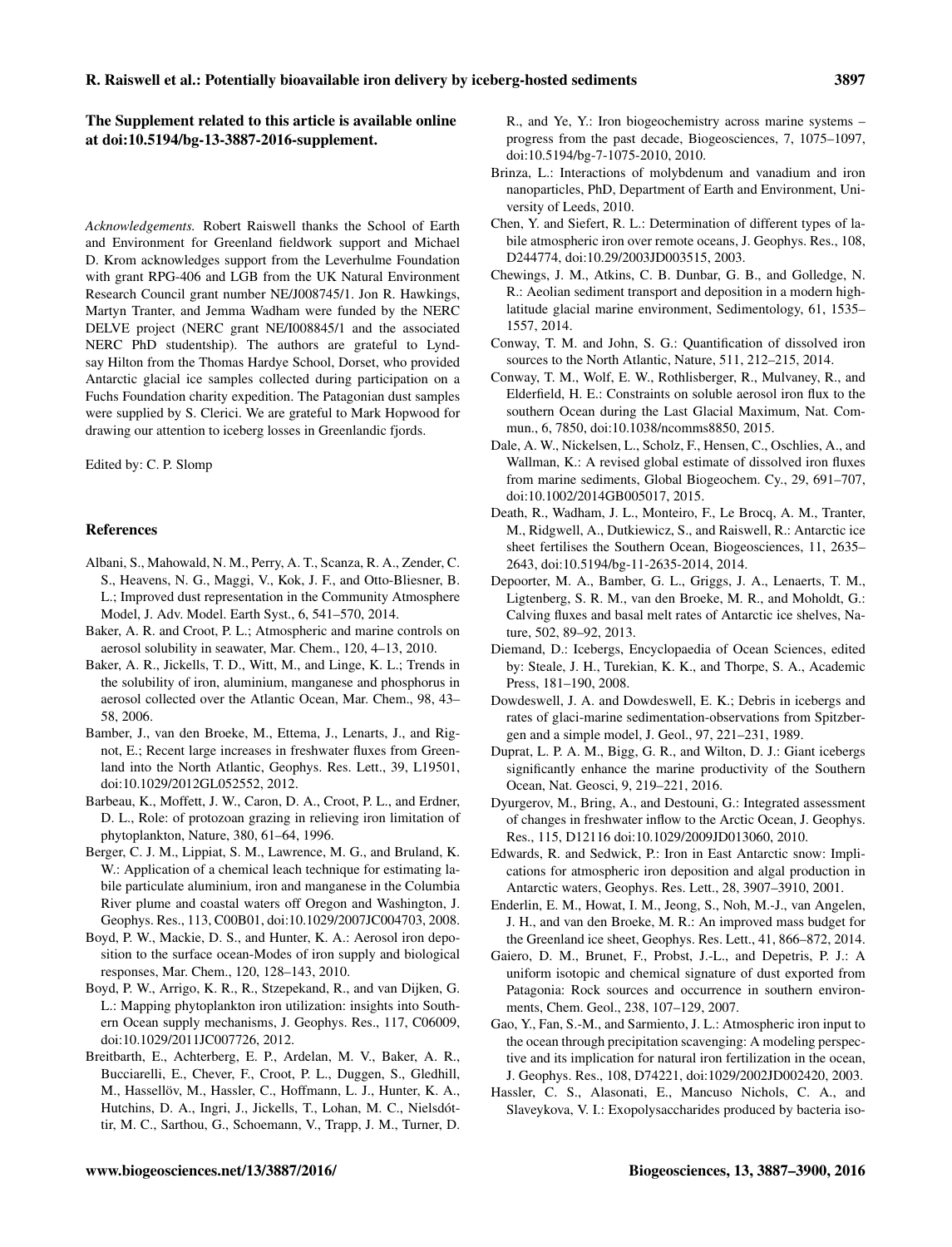**The Supplement related to this article is available online at doi:10.5194/bg-13-3887-2016-supplement.**

*Acknowledgements.* Robert Raiswell thanks the School of Earth and Environment for Greenland fieldwork support and Michael D. Krom acknowledges support from the Leverhulme Foundation with grant RPG-406 and LGB from the UK Natural Environment Research Council grant number NE/J008745/1. Jon R. Hawkings, Martyn Tranter, and Jemma Wadham were funded by the NERC DELVE project (NERC grant NE/I008845/1 and the associated NERC PhD studentship). The authors are grateful to Lyndsay Hilton from the Thomas Hardye School, Dorset, who provided Antarctic glacial ice samples collected during participation on a Fuchs Foundation charity expedition. The Patagonian dust samples were supplied by S. Clerici. We are grateful to Mark Hopwood for drawing our attention to iceberg losses in Greenlandic fjords.

Edited by: C. P. Slomp

## References

Albani, S., Mahowald, N. M., Perry, A. T., Scanza, R. A., Zender, C. S., Heavens, N. G., Maggi, V., Kok, J. F., and Otto-Bliesner, B. L.; Improved dust representation in the Community Atmosphere Model, J. Adv. Model. Earth Syst., 6, 541–570, 2014.

Baker, A. R. and Croot, P. L.; Atmospheric and marine controls on aerosol solubility in seawater, Mar. Chem., 120, 4–13, 2010.

Baker, A. R., Jickells, T. D., Witt, M., and Linge, K. L.; Trends in the solubility of iron, aluminium, manganese and phosphorus in aerosol collected over the Atlantic Ocean, Mar. Chem., 98, 43–58, 2006.

Bamber, J., van den Broeke, M., Ettema, J., Lenarts, J., and Rignot, E.; Recent large increases in freshwater fluxes from Greenland into the North Atlantic, Geophys. Res. Lett., 39, L19501, doi:10.1029/2012GL052552, 2012.

Barbeau, K., Moffett, J. W., Caron, D. A., Croot, P. L., and Erdner, D. L., Role: of protozoan grazing in relieving iron limitation of phytoplankton, Nature, 380, 61–64, 1996.

Berger, C. J. M., Lippiat, S. M., Lawrence, M. G., and Bruland, K. W.: Application of a chemical leach technique for estimating labile particulate aluminium, iron and manganese in the Columbia River plume and coastal waters off Oregon and Washington, J. Geophys. Res., 113, C00B01, doi:10.1029/2007JC004703, 2008.

Boyd, P. W., Mackie, D. S., and Hunter, K. A.: Aerosol iron deposition to the surface ocean-Modes of iron supply and biological responses, Mar. Chem., 120, 128–143, 2010.

Boyd, P. W., Arrigo, K. R., R., Stzepekand, R., and van Dijken, G. L.: Mapping phytoplankton iron utilization: insights into Southern Ocean supply mechanisms, J. Geophys. Res., 117, C06009, doi:10.1029/2011JC007726, 2012.

Breitbarth, E., Achterberg, E. P., Ardelan, M. V., Baker, A. R., Bucciarelli, E., Chever, F., Croot, P. L., Duggen, S., Gledhill, M., Hassellöv, M., Hassler, C., Hoffmann, L. J., Hunter, K. A., Hutchins, D. A., Ingri, J., Jickells, T., Lohan, M. C., Nielsdóttir, M. C., Sarthou, G., Schoemann, V., Trapp, J. M., Turner, D. R., and Ye, Y.: Iron biogeochemistry across marine systems – progress from the past decade, Biogeosciences, 7, 1075–1097, doi:10.5194/bg-7-1075-2010, 2010.

Brinza, L.: Interactions of molybdenum and vanadium and iron nanoparticles, PhD, Department of Earth and Environment, University of Leeds, 2010.

Chen, Y. and Siefert, R. L.: Determination of different types of labile atmospheric iron over remote oceans, J. Geophys. Res., 108, D244774, doi:10.29/2003JD003515, 2003.

Chewings, J. M., Atkins, C. B. Dunbar, G. B., and Golledge, N. R.: Aeolian sediment transport and deposition in a modern high-latitude glacial marine environment, Sedimentology, 61, 1535–1557, 2014.

Conway, T. M. and John, S. G.: Quantification of dissolved iron sources to the North Atlantic, Nature, 511, 212–215, 2014.

Conway, T. M., Wolf, E. W., Rothlisberger, R., Mulvaney, R., and Elderfield, H. E.: Constraints on soluble aerosol iron flux to the southern Ocean during the Last Glacial Maximum, Nat. Commun., 6, 7850, doi:10.1038/ncomms8850, 2015.

Dale, A. W., Nickelsen, L., Scholz, F., Hensen, C., Oschlies, A., and Wallman, K.: A revised global estimate of dissolved iron fluxes from marine sediments, Global Biogeochem. Cy., 29, 691–707, doi:10.1002/2014GB005017, 2015.

Death, R., Wadham, J. L., Monteiro, F., Le Brocq, A. M., Tranter, M., Ridgwell, A., Dutkiewicz, S., and Raiswell, R.: Antarctic ice sheet fertilises the Southern Ocean, Biogeosciences, 11, 2635–2643, doi:10.5194/bg-11-2635-2014, 2014.

Depoorter, M. A., Bamber, G. L., Griggs, J. A., Lenaerts, T. M., Ligtenberg, S. R. M., van den Broeke, M. R., and Moholdt, G.: Calving fluxes and basal melt rates of Antarctic ice shelves, Nature, 502, 89–92, 2013.

Diemand, D.: Icebergs, Encyclopaedia of Ocean Sciences, edited by: Steale, J. H., Turekian, K. K., and Thorpe, S. A., Academic Press, 181–190, 2008.

Dowdeswell, J. A. and Dowdeswell, E. K.; Debris in icebergs and rates of glaci-marine sedimentation-observations from Spitzbergen and a simple model, J. Geol., 97, 221–231, 1989.

Duprat, L. P. A. M., Bigg, G. R., and Wilton, D. J.: Giant icebergs significantly enhance the marine productivity of the Southern Ocean, Nat. Geosci, 9, 219–221, 2016.

Dyurgerov, M., Bring, A., and Destouni, G.: Integrated assessment of changes in freshwater inflow to the Arctic Ocean, J. Geophys. Res., 115, D12116 doi:10.1029/2009JD013060, 2010.

Edwards, R. and Sedwick, P.: Iron in East Antarctic snow: Implications for atmospheric iron deposition and algal production in Antarctic waters, Geophys. Res. Lett., 28, 3907–3910, 2001.

Enderlin, E. M., Howat, I. M., Jeong, S., Noh, M.-J., van Angelen, J. H., and van den Broeke, M. R.: An improved mass budget for the Greenland ice sheet, Geophys. Res. Lett., 41, 866–872, 2014.

Gaiero, D. M., Brunet, F., Probst, J.-L., and Depetris, P. J.: A uniform isotopic and chemical signature of dust exported from Patagonia: Rock sources and occurrence in southern environments, Chem. Geol., 238, 107–129, 2007.

Gao, Y., Fan, S.-M., and Sarmiento, J. L.: Atmospheric iron input to the ocean through precipitation scavenging: A modeling perspective and its implication for natural iron fertilization in the ocean, J. Geophys. Res., 108, D74221, doi:1029/2002JD002420, 2003.

Hassler, C. S., Alasonati, E., Mancuso Nichols, C. A., and Slaveykova, V. I.: Exopolysaccharides produced by bacteria iso-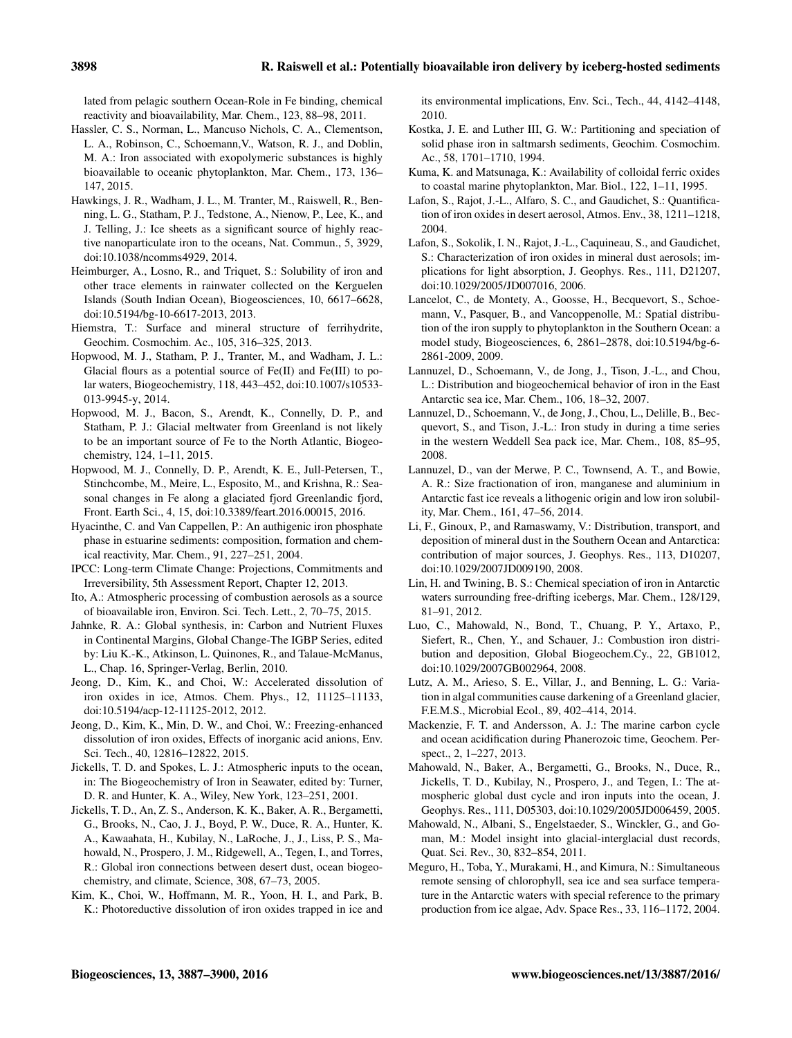lated from pelagic southern Ocean-Role in Fe binding, chemical reactivity and bioavailability, Mar. Chem., 123, 88–98, 2011.

Hassler, C. S., Norman, L., Mancuso Nichols, C. A., Clementson, L. A., Robinson, C., Schoemann,V., Watson, R. J., and Doblin, M. A.: Iron associated with exopolymeric substances is highly bioavailable to oceanic phytoplankton, Mar. Chem., 173, 136–147, 2015.

Hawkings, J. R., Wadham, J. L., M. Tranter, M., Raiswell, R., Benning, L. G., Statham, P. J., Tedstone, A., Nienow, P., Lee, K., and J. Telling, J.: Ice sheets as a significant source of highly reactive nanoparticulate iron to the oceans, Nat. Commun., 5, 3929, doi:10.1038/ncomms4929, 2014.

Heimburger, A., Losno, R., and Triquet, S.: Solubility of iron and other trace elements in rainwater collected on the Kerguelen Islands (South Indian Ocean), Biogeosciences, 10, 6617–6628, doi:10.5194/bg-10-6617-2013, 2013.

Hiemstra, T.: Surface and mineral structure of ferrihydrite, Geochim. Cosmochim. Ac., 105, 316–325, 2013.

Hopwood, M. J., Statham, P. J., Tranter, M., and Wadham, J. L.: Glacial flours as a potential source of Fe(II) and Fe(III) to polar waters, Biogeochemistry, 118, 443–452, doi:10.1007/s10533-013-9945-y, 2014.

Hopwood, M. J., Bacon, S., Arendt, K., Connelly, D. P., and Statham, P. J.: Glacial meltwater from Greenland is not likely to be an important source of Fe to the North Atlantic, Biogeochemistry, 124, 1–11, 2015.

Hopwood, M. J., Connelly, D. P., Arendt, K. E., Jull-Petersen, T., Stinchcombe, M., Meire, L., Esposito, M., and Krishna, R.: Seasonal changes in Fe along a glaciated fjord Greenlandic fjord, Front. Earth Sci., 4, 15, doi:10.3389/feart.2016.00015, 2016.

Hyacinthe, C. and Van Cappellen, P.: An authigenic iron phosphate phase in estuarine sediments: composition, formation and chemical reactivity, Mar. Chem., 91, 227–251, 2004.

IPCC: Long-term Climate Change: Projections, Commitments and Irreversibility, 5th Assessment Report, Chapter 12, 2013.

Ito, A.: Atmospheric processing of combustion aerosols as a source of bioavailable iron, Environ. Sci. Tech. Lett., 2, 70–75, 2015.

Jahnke, R. A.: Global synthesis, in: Carbon and Nutrient Fluxes in Continental Margins, Global Change-The IGBP Series, edited by: Liu K.-K., Atkinson, L. Quinones, R., and Talaue-McManus, L., Chap. 16, Springer-Verlag, Berlin, 2010.

Jeong, D., Kim, K., and Choi, W.: Accelerated dissolution of iron oxides in ice, Atmos. Chem. Phys., 12, 11125–11133, doi:10.5194/acp-12-11125-2012, 2012.

Jeong, D., Kim, K., Min, D. W., and Choi, W.: Freezing-enhanced dissolution of iron oxides, Effects of inorganic acid anions, Env. Sci. Tech., 40, 12816–12822, 2015.

Jickells, T. D. and Spokes, L. J.: Atmospheric inputs to the ocean, in: The Biogeochemistry of Iron in Seawater, edited by: Turner, D. R. and Hunter, K. A., Wiley, New York, 123–251, 2001.

Jickells, T. D., An, Z. S., Anderson, K. K., Baker, A. R., Bergametti, G., Brooks, N., Cao, J. J., Boyd, P. W., Duce, R. A., Hunter, K. A., Kawaahata, H., Kubilay, N., LaRoche, J., J., Liss, P. S., Mahowald, N., Prospero, J. M., Ridgewell, A., Tegen, I., and Torres, R.: Global iron connections between desert dust, ocean biogeochemistry, and climate, Science, 308, 67–73, 2005.

Kim, K., Choi, W., Hoffmann, M. R., Yoon, H. I., and Park, B. K.: Photoreductive dissolution of iron oxides trapped in ice and its environmental implications, Env. Sci., Tech., 44, 4142–4148, 2010.

Kostka, J. E. and Luther III, G. W.: Partitioning and speciation of solid phase iron in saltmarsh sediments, Geochim. Cosmochim. Ac., 58, 1701–1710, 1994.

Kuma, K. and Matsunaga, K.: Availability of colloidal ferric oxides to coastal marine phytoplankton, Mar. Biol., 122, 1–11, 1995.

Lafon, S., Rajot, J.-L., Alfaro, S. C., and Gaudichet, S.: Quantification of iron oxides in desert aerosol, Atmos. Env., 38, 1211–1218, 2004.

Lafon, S., Sokolik, I. N., Rajot, J.-L., Caquineau, S., and Gaudichet, S.: Characterization of iron oxides in mineral dust aerosols; implications for light absorption, J. Geophys. Res., 111, D21207, doi:10.1029/2005/JD007016, 2006.

Lancelot, C., de Montety, A., Goosse, H., Becquevort, S., Schoemann, V., Pasquer, B., and Vancoppenolle, M.: Spatial distribution of the iron supply to phytoplankton in the Southern Ocean: a model study, Biogeosciences, 6, 2861–2878, doi:10.5194/bg-6-2861-2009, 2009.

Lannuzel, D., Schoemann, V., de Jong, J., Tison, J.-L., and Chou, L.: Distribution and biogeochemical behavior of iron in the East Antarctic sea ice, Mar. Chem., 106, 18–32, 2007.

Lannuzel, D., Schoemann, V., de Jong, J., Chou, L., Delille, B., Becquevort, S., and Tison, J.-L.: Iron study in during a time series in the western Weddell Sea pack ice, Mar. Chem., 108, 85–95, 2008.

Lannuzel, D., van der Merwe, P. C., Townsend, A. T., and Bowie, A. R.: Size fractionation of iron, manganese and aluminium in Antarctic fast ice reveals a lithogenic origin and low iron solubility, Mar. Chem., 161, 47–56, 2014.

Li, F., Ginoux, P., and Ramaswamy, V.: Distribution, transport, and deposition of mineral dust in the Southern Ocean and Antarctica: contribution of major sources, J. Geophys. Res., 113, D10207, doi:10.1029/2007JD009190, 2008.

Lin, H. and Twining, B. S.: Chemical speciation of iron in Antarctic waters surrounding free-drifting icebergs, Mar. Chem., 128/129, 81–91, 2012.

Luo, C., Mahowald, N., Bond, T., Chuang, P. Y., Artaxo, P., Siefert, R., Chen, Y., and Schauer, J.: Combustion iron distribution and deposition, Global Biogeochem.Cy., 22, GB1012, doi:10.1029/2007GB002964, 2008.

Lutz, A. M., Arieso, S. E., Villar, J., and Benning, L. G.: Variation in algal communities cause darkening of a Greenland glacier, F.E.M.S., Microbial Ecol., 89, 402–414, 2014.

Mackenzie, F. T. and Andersson, A. J.: The marine carbon cycle and ocean acidification during Phanerozoic time, Geochem. Perspect., 2, 1–227, 2013.

Mahowald, N., Baker, A., Bergametti, G., Brooks, N., Duce, R., Jickells, T. D., Kubilay, N., Prospero, J., and Tegen, I.: The atmospheric global dust cycle and iron inputs into the ocean, J. Geophys. Res., 111, D05303, doi:10.1029/2005JD006459, 2005.

Mahowald, N., Albani, S., Engelstaeder, S., Winckler, G., and Goman, M.: Model insight into glacial-interglacial dust records, Quat. Sci. Rev., 30, 832–854, 2011.

Meguro, H., Toba, Y., Murakami, H., and Kimura, N.: Simultaneous remote sensing of chlorophyll, sea ice and sea surface temperature in the Antarctic waters with special reference to the primary production from ice algae, Adv. Space Res., 33, 116–1172, 2004.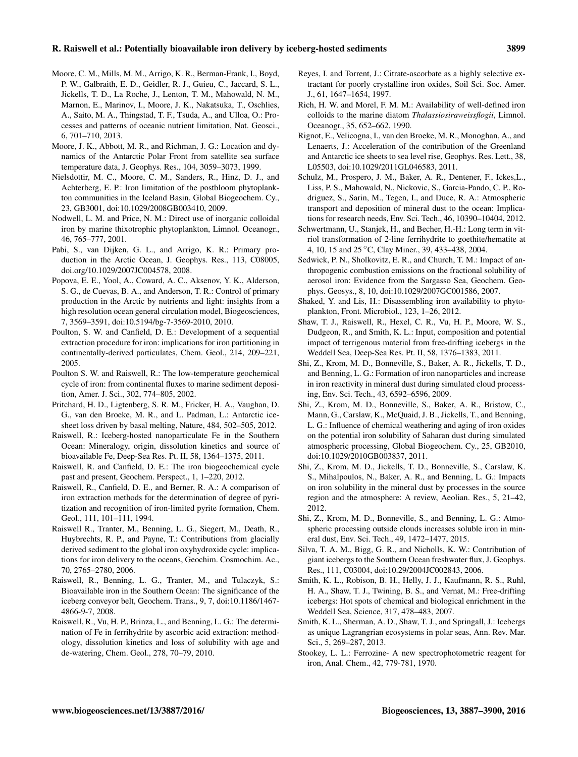Moore, C. M., Mills, M. M., Arrigo, K. R., Berman-Frank, I., Boyd, P. W., Galbraith, E. D., Geidler, R. J., Guieu, C., Jaccard, S. L., Jickells, T. D., La Roche, J., Lenton, T. M., Mahowald, N. M., Marnon, E., Marinov, I., Moore, J. K., Nakatsuka, T., Oschlies, A., Saito, M. A., Thingstad, T. F., Tsuda, A., and Ulloa, O.: Processes and patterns of oceanic nutrient limitation, Nat. Geosci., 6, 701–710, 2013.

Moore, J. K., Abbott, M. R., and Richman, J. G.: Location and dynamics of the Antarctic Polar Front from satellite sea surface temperature data, J. Geophys. Res., 104, 3059–3073, 1999.

Nielsdottir, M. C., Moore, C. M., Sanders, R., Hinz, D. J., and Achterberg, E. P.: Iron limitation of the postbloom phytoplankton communities in the Iceland Basin, Global Biogeochem. Cy., 23, GB3001, doi:10.1029/2008GB003410, 2009.

Nodwell, L. M. and Price, N. M.: Direct use of inorganic colloidal iron by marine thixotrophic phytoplankton, Limnol. Oceanogr., 46, 765–777, 2001.

Pabi, S., van Dijken, G. L., and Arrigo, K. R.: Primary production in the Arctic Ocean, J. Geophys. Res., 113, C08005, doi.org/10.1029/2007JC004578, 2008.

Popova, E. E., Yool, A., Coward, A. C., Aksenov, Y. K., Alderson, S. G., de Cuevas, B. A., and Anderson, T. R.: Control of primary production in the Arctic by nutrients and light: insights from a high resolution ocean general circulation model, Biogeosciences, 7, 3569–3591, doi:10.5194/bg-7-3569-2010, 2010.

Poulton, S. W. and Canfield, D. E.: Development of a sequential extraction procedure for iron: implications for iron partitioning in continentally-derived particulates, Chem. Geol., 214, 209–221, 2005.

Poulton S. W. and Raiswell, R.: The low-temperature geochemical cycle of iron: from continental fluxes to marine sediment deposition, Amer. J. Sci., 302, 774–805, 2002.

Pritchard, H. D., Ligtenberg, S. R. M., Fricker, H. A., Vaughan, D. G., van den Broeke, M. R., and L. Padman, L.: Antarctic ice-sheet loss driven by basal melting, Nature, 484, 502–505, 2012.

Raiswell, R.: Iceberg-hosted nanoparticulate Fe in the Southern Ocean: Mineralogy, origin, dissolution kinetics and source of bioavailable Fe, Deep-Sea Res. Pt. II, 58, 1364–1375, 2011.

Raiswell, R. and Canfield, D. E.: The iron biogeochemical cycle past and present, Geochem. Perspect., 1, 1–220, 2012.

Raiswell, R., Canfield, D. E., and Berner, R. A.: A comparison of iron extraction methods for the determination of degree of pyritization and recognition of iron-limited pyrite formation, Chem. Geol., 111, 101–111, 1994.

Raiswell R., Tranter, M., Benning, L. G., Siegert, M., Death, R., Huybrechts, R. P., and Payne, T.: Contributions from glacially derived sediment to the global iron oxyhydroxide cycle: implications for iron delivery to the oceans, Geochim. Cosmochim. Ac., 70, 2765–2780, 2006.

Raiswell, R., Benning, L. G., Tranter, M., and Tulaczyk, S.: Bioavailable iron in the Southern Ocean: The significance of the iceberg conveyor belt, Geochem. Trans., 9, 7, doi:10.1186/1467-4866-9-7, 2008.

Raiswell, R., Vu, H. P., Brinza, L., and Benning, L. G.: The determination of Fe in ferrihydrite by ascorbic acid extraction: methodology, dissolution kinetics and loss of solubility with age and de-watering, Chem. Geol., 278, 70–79, 2010.

Reyes, I. and Torrent, J.: Citrate-ascorbate as a highly selective extractant for poorly crystalline iron oxides, Soil Sci. Soc. Amer. J., 61, 1647–1654, 1997.

Rich, H. W. and Morel, F. M. M.: Availability of well-defined iron colloids to the marine diatom *Thalassiosiraweissflogii*, Limnol. Oceanogr., 35, 652–662, 1990.

Rignot, E., Velicogna, I., van den Broeke, M. R., Monoghan, A., and Lenaerts, J.: Acceleration of the contribution of the Greenland and Antarctic ice sheets to sea level rise, Geophys. Res. Lett., 38, L05503, doi:10.1029/2011GL046583, 2011.

Schulz, M., Prospero, J. M., Baker, A. R., Dentener, F., Ickes,L., Liss, P. S., Mahowald, N., Nickovic, S., Garcia-Pando, C. P., Rodriguez, S., Sarin, M., Tegen, I., and Duce, R. A.: Atmospheric transport and deposition of mineral dust to the ocean: Implications for research needs, Env. Sci. Tech., 46, 10390–10404, 2012.

Schwertmann, U., Stanjek, H., and Becher, H.-H.: Long term in vitriol transformation of 2-line ferrihydrite to goethite/hematite at 4, 10, 15 and 25 °C, Clay Miner., 39, 433–438, 2004.

Sedwick, P. N., Sholkovitz, E. R., and Church, T. M.: Impact of anthropogenic combustion emissions on the fractional solubility of aerosol iron: Evidence from the Sargasso Sea, Geochem. Geophys. Geosys., 8, 10, doi:10.1029/2007GC001586, 2007.

Shaked, Y. and Lis, H.: Disassembling iron availability to phytoplankton, Front. Microbiol., 123, 1–26, 2012.

Shaw, T. J., Raiswell, R., Hexel, C. R., Vu, H. P., Moore, W. S., Dudgeon, R., and Smith, K. L.: Input, composition and potential impact of terrigenous material from free-drifting icebergs in the Weddell Sea, Deep-Sea Res. Pt. II, 58, 1376–1383, 2011.

Shi, Z., Krom, M. D., Bonneville, S., Baker, A. R., Jickells, T. D., and Benning, L. G.: Formation of iron nanoparticles and increase in iron reactivity in mineral dust during simulated cloud processing, Env. Sci. Tech., 43, 6592–6596, 2009.

Shi, Z., Krom, M. D., Bonneville, S., Baker, A. R., Bristow, C., Mann, G., Carslaw, K., McQuaid, J. B., Jickells, T., and Benning, L. G.: Influence of chemical weathering and aging of iron oxides on the potential iron solubility of Saharan dust during simulated atmospheric processing, Global Biogeochem. Cy., 25, GB2010, doi:10.1029/2010GB003837, 2011.

Shi, Z., Krom, M. D., Jickells, T. D., Bonneville, S., Carslaw, K. S., Mihalpoulos, N., Baker, A. R., and Benning, L. G.: Impacts on iron solubility in the mineral dust by processes in the source region and the atmosphere: A review, Aeolian. Res., 5, 21–42, 2012.

Shi, Z., Krom, M. D., Bonneville, S., and Benning, L. G.: Atmospheric processing outside clouds increases soluble iron in mineral dust, Env. Sci. Tech., 49, 1472–1477, 2015.

Silva, T. A. M., Bigg, G. R., and Nicholls, K. W.: Contribution of giant icebergs to the Southern Ocean freshwater flux, J. Geophys. Res., 111, C03004, doi:10.29/2004JC002843, 2006.

Smith, K. L., Robison, B. H., Helly, J. J., Kaufmann, R. S., Ruhl, H. A., Shaw, T. J., Twining, B. S., and Vernat, M.: Free-drifting icebergs: Hot spots of chemical and biological enrichment in the Weddell Sea, Science, 317, 478–483, 2007.

Smith, K. L., Sherman, A. D., Shaw, T. J., and Springall, J.: Icebergs as unique Lagrangrian ecosystems in polar seas, Ann. Rev. Mar. Sci., 5, 269–287, 2013.

Stookey, L. L.: Ferrozine- A new spectrophotometric reagent for iron, Anal. Chem., 42, 779-781, 1970.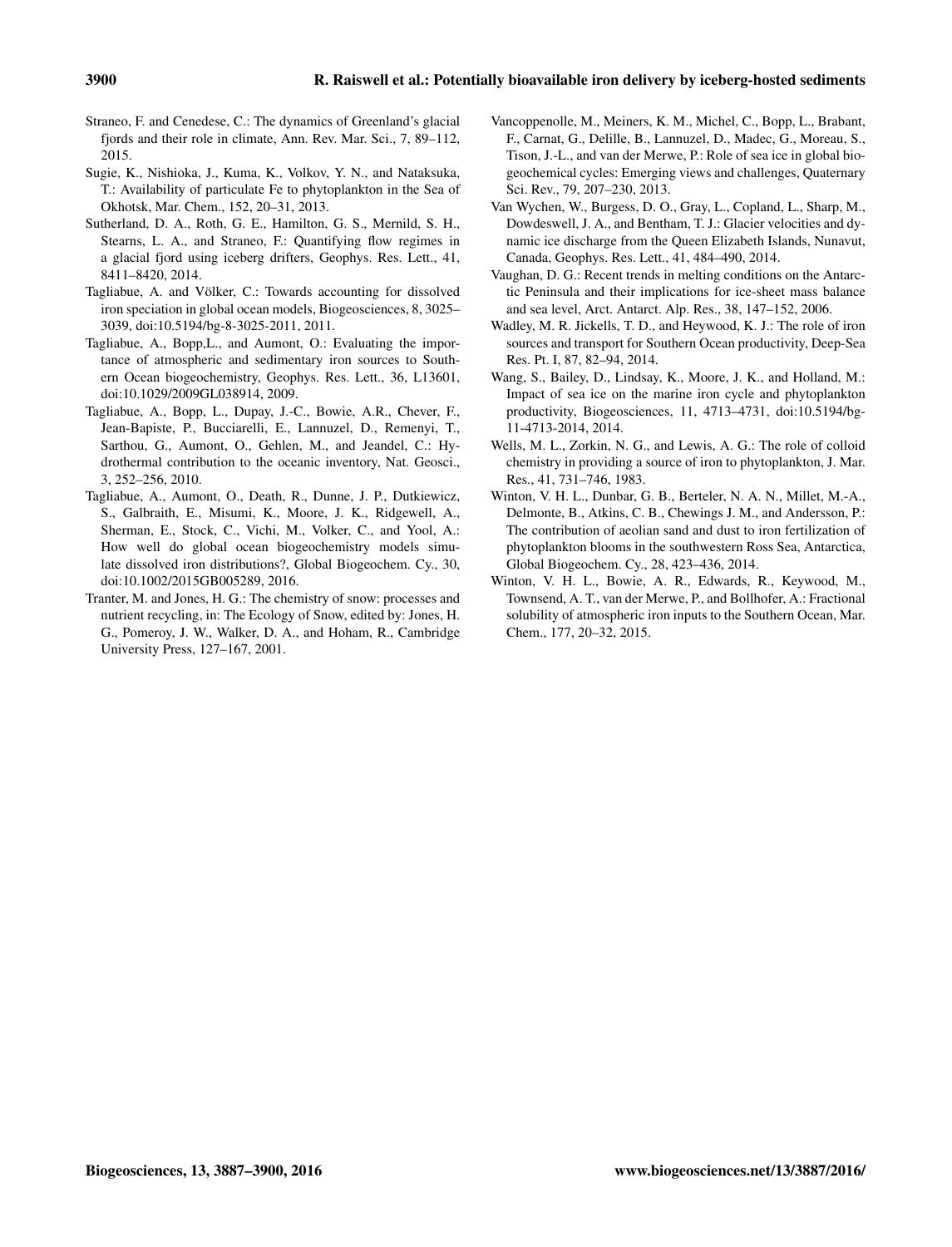Straneo, F. and Cenedese, C.: The dynamics of Greenland's glacial fjords and their role in climate, Ann. Rev. Mar. Sci., 7, 89–112, 2015.

Sugie, K., Nishioka, J., Kuma, K., Volkov, Y. N., and Nataksuka, T.: Availability of particulate Fe to phytoplankton in the Sea of Okhotsk, Mar. Chem., 152, 20–31, 2013.

Sutherland, D. A., Roth, G. E., Hamilton, G. S., Mernild, S. H., Stearns, L. A., and Straneo, F.: Quantifying flow regimes in a glacial fjord using iceberg drifters, Geophys. Res. Lett., 41, 8411–8420, 2014.

Tagliabue, A. and Völker, C.: Towards accounting for dissolved iron speciation in global ocean models, Biogeosciences, 8, 3025–3039, doi:10.5194/bg-8-3025-2011, 2011.

Tagliabue, A., Bopp,L., and Aumont, O.: Evaluating the importance of atmospheric and sedimentary iron sources to Southern Ocean biogeochemistry, Geophys. Res. Lett., 36, L13601, doi:10.1029/2009GL038914, 2009.

Tagliabue, A., Bopp, L., Dupay, J.-C., Bowie, A.R., Chever, F., Jean-Bapiste, P., Bucciarelli, E., Lannuzel, D., Remenyi, T., Sarthou, G., Aumont, O., Gehlen, M., and Jeandel, C.: Hydrothermal contribution to the oceanic inventory, Nat. Geosci., 3, 252–256, 2010.

Tagliabue, A., Aumont, O., Death, R., Dunne, J. P., Dutkiewicz, S., Galbraith, E., Misumi, K., Moore, J. K., Ridgewell, A., Sherman, E., Stock, C., Vichi, M., Volker, C., and Yool, A.: How well do global ocean biogeochemistry models simulate dissolved iron distributions?, Global Biogeochem. Cy., 30, doi:10.1002/2015GB005289, 2016.

Tranter, M. and Jones, H. G.: The chemistry of snow: processes and nutrient recycling, in: The Ecology of Snow, edited by: Jones, H. G., Pomeroy, J. W., Walker, D. A., and Hoham, R., Cambridge University Press, 127–167, 2001.

Vancoppenolle, M., Meiners, K. M., Michel, C., Bopp, L., Brabant, F., Carnat, G., Delille, B., Lannuzel, D., Madec, G., Moreau, S., Tison, J.-L., and van der Merwe, P.: Role of sea ice in global biogeochemical cycles: Emerging views and challenges, Quaternary Sci. Rev., 79, 207–230, 2013.

Van Wychen, W., Burgess, D. O., Gray, L., Copland, L., Sharp, M., Dowdeswell, J. A., and Bentham, T. J.: Glacier velocities and dynamic ice discharge from the Queen Elizabeth Islands, Nunavut, Canada, Geophys. Res. Lett., 41, 484–490, 2014.

Vaughan, D. G.: Recent trends in melting conditions on the Antarctic Peninsula and their implications for ice-sheet mass balance and sea level, Arct. Antarct. Alp. Res., 38, 147–152, 2006.

Wadley, M. R. Jickells, T. D., and Heywood, K. J.: The role of iron sources and transport for Southern Ocean productivity, Deep-Sea Res. Pt. I, 87, 82–94, 2014.

Wang, S., Bailey, D., Lindsay, K., Moore, J. K., and Holland, M.: Impact of sea ice on the marine iron cycle and phytoplankton productivity, Biogeosciences, 11, 4713–4731, doi:10.5194/bg-11-4713-2014, 2014.

Wells, M. L., Zorkin, N. G., and Lewis, A. G.: The role of colloid chemistry in providing a source of iron to phytoplankton, J. Mar. Res., 41, 731–746, 1983.

Winton, V. H. L., Dunbar, G. B., Berteler, N. A. N., Millet, M.-A., Delmonte, B., Atkins, C. B., Chewings J. M., and Andersson, P.: The contribution of aeolian sand and dust to iron fertilization of phytoplankton blooms in the southwestern Ross Sea, Antarctica, Global Biogeochem. Cy., 28, 423–436, 2014.

Winton, V. H. L., Bowie, A. R., Edwards, R., Keywood, M., Townsend, A. T., van der Merwe, P., and Bollhofer, A.: Fractional solubility of atmospheric iron inputs to the Southern Ocean, Mar. Chem., 177, 20–32, 2015.